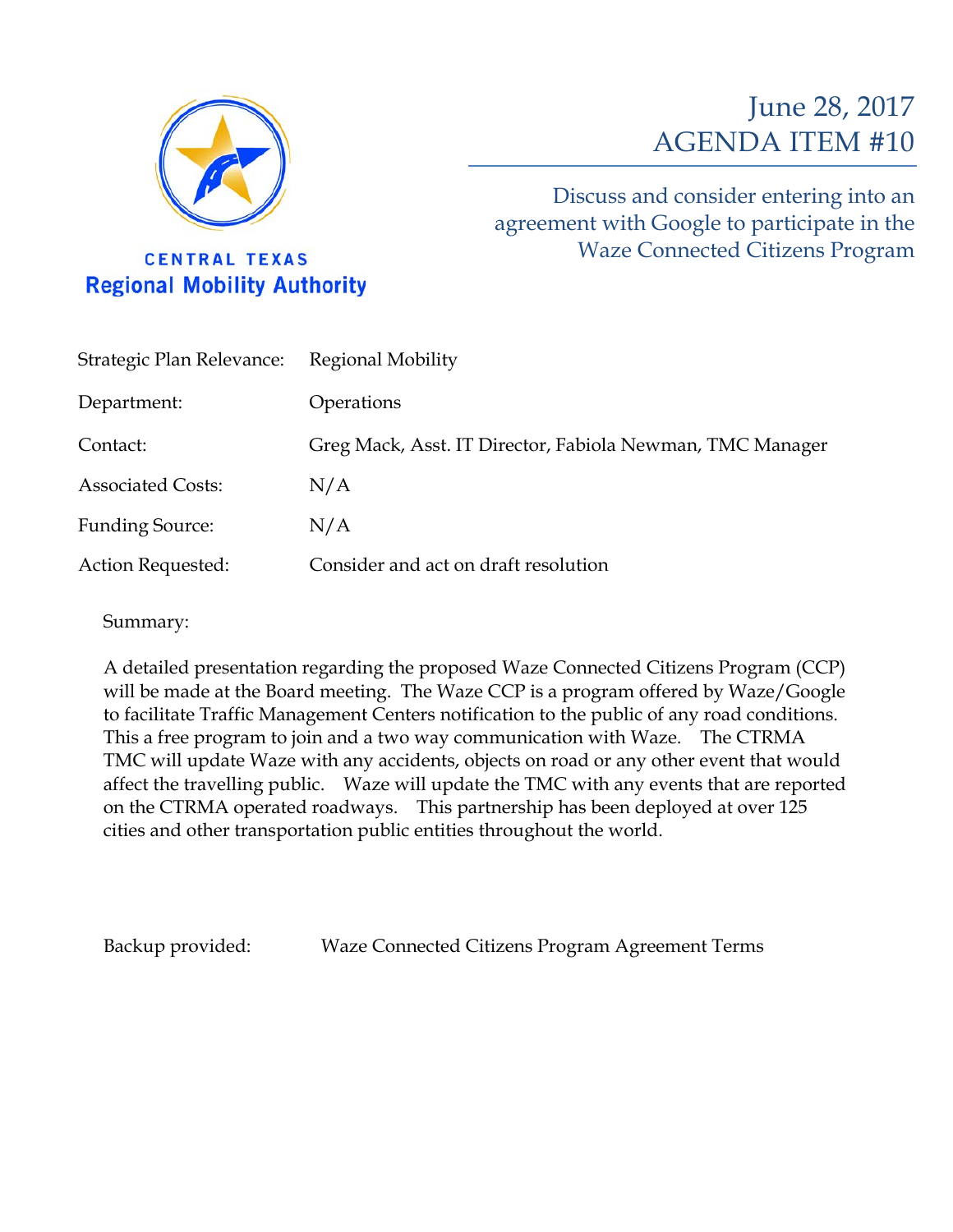CENTRAL TEXAS
**Regional Mobility Authority**

# June 28, 2017
# AGENDA ITEM #10

## Discuss and consider entering into an agreement with Google to participate in the Waze Connected Citizens Program

| | |
|---|---|
| Strategic Plan Relevance: | Regional Mobility |
| Department: | Operations |
| Contact: | Greg Mack, Asst. IT Director, Fabiola Newman, TMC Manager |
| Associated Costs: | N/A |
| Funding Source: | N/A |
| Action Requested: | Consider and act on draft resolution |

Summary:

A detailed presentation regarding the proposed Waze Connected Citizens Program (CCP) will be made at the Board meeting. The Waze CCP is a program offered by Waze/Google to facilitate Traffic Management Centers notification to the public of any road conditions. This a free program to join and a two way communication with Waze. The CTRMA TMC will update Waze with any accidents, objects on road or any other event that would affect the travelling public. Waze will update the TMC with any events that are reported on the CTRMA operated roadways. This partnership has been deployed at over 125 cities and other transportation public entities throughout the world.

Backup provided: Waze Connected Citizens Program Agreement Terms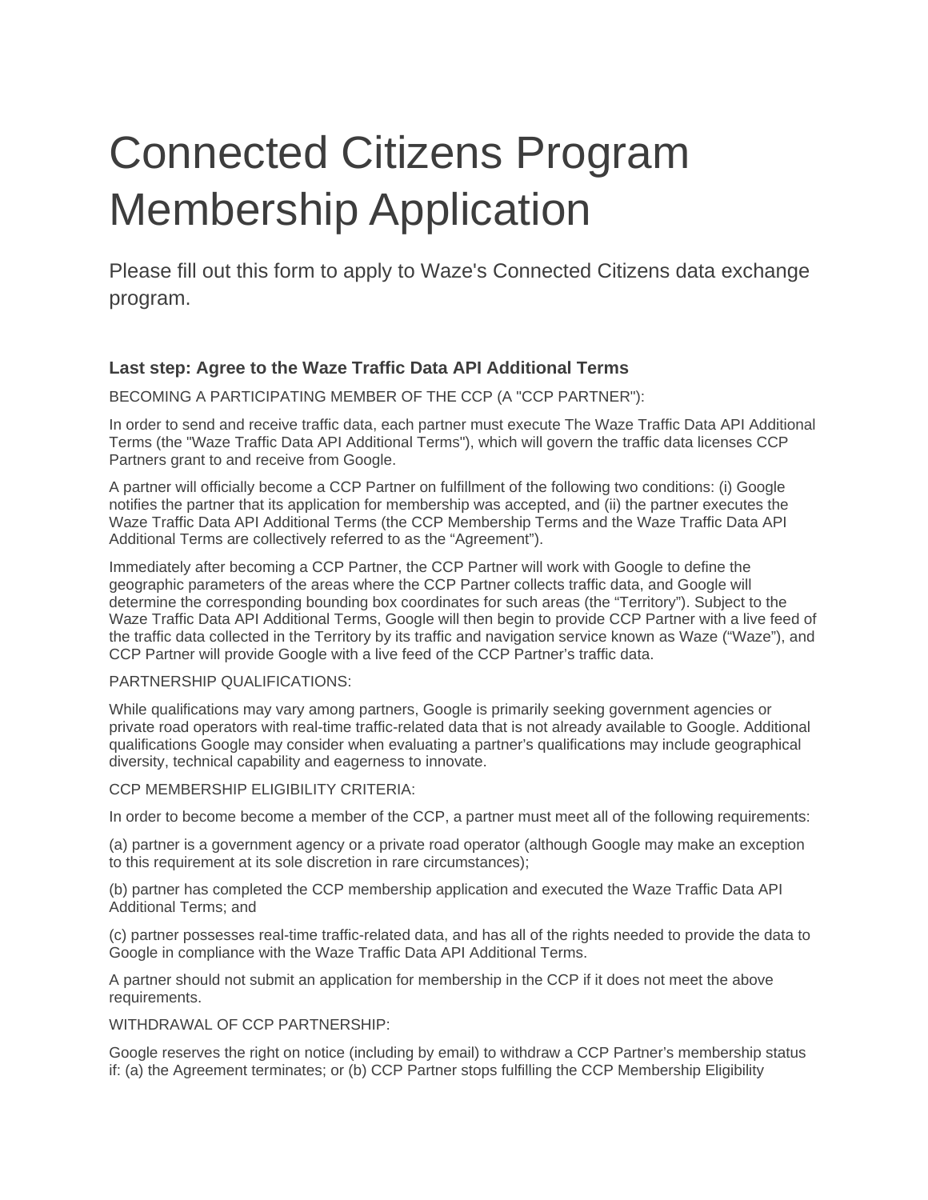# Connected Citizens Program Membership Application

Please fill out this form to apply to Waze's Connected Citizens data exchange program.

### Last step: Agree to the Waze Traffic Data API Additional Terms

BECOMING A PARTICIPATING MEMBER OF THE CCP (A "CCP PARTNER"):

In order to send and receive traffic data, each partner must execute The Waze Traffic Data API Additional Terms (the "Waze Traffic Data API Additional Terms"), which will govern the traffic data licenses CCP Partners grant to and receive from Google.

A partner will officially become a CCP Partner on fulfillment of the following two conditions: (i) Google notifies the partner that its application for membership was accepted, and (ii) the partner executes the Waze Traffic Data API Additional Terms (the CCP Membership Terms and the Waze Traffic Data API Additional Terms are collectively referred to as the “Agreement”).

Immediately after becoming a CCP Partner, the CCP Partner will work with Google to define the geographic parameters of the areas where the CCP Partner collects traffic data, and Google will determine the corresponding bounding box coordinates for such areas (the “Territory”). Subject to the Waze Traffic Data API Additional Terms, Google will then begin to provide CCP Partner with a live feed of the traffic data collected in the Territory by its traffic and navigation service known as Waze (“Waze”), and CCP Partner will provide Google with a live feed of the CCP Partner’s traffic data.

PARTNERSHIP QUALIFICATIONS:

While qualifications may vary among partners, Google is primarily seeking government agencies or private road operators with real-time traffic-related data that is not already available to Google. Additional qualifications Google may consider when evaluating a partner’s qualifications may include geographical diversity, technical capability and eagerness to innovate.

CCP MEMBERSHIP ELIGIBILITY CRITERIA:

In order to become become a member of the CCP, a partner must meet all of the following requirements:

(a) partner is a government agency or a private road operator (although Google may make an exception to this requirement at its sole discretion in rare circumstances);

(b) partner has completed the CCP membership application and executed the Waze Traffic Data API Additional Terms; and

(c) partner possesses real-time traffic-related data, and has all of the rights needed to provide the data to Google in compliance with the Waze Traffic Data API Additional Terms.

A partner should not submit an application for membership in the CCP if it does not meet the above requirements.

WITHDRAWAL OF CCP PARTNERSHIP:

Google reserves the right on notice (including by email) to withdraw a CCP Partner’s membership status if: (a) the Agreement terminates; or (b) CCP Partner stops fulfilling the CCP Membership Eligibility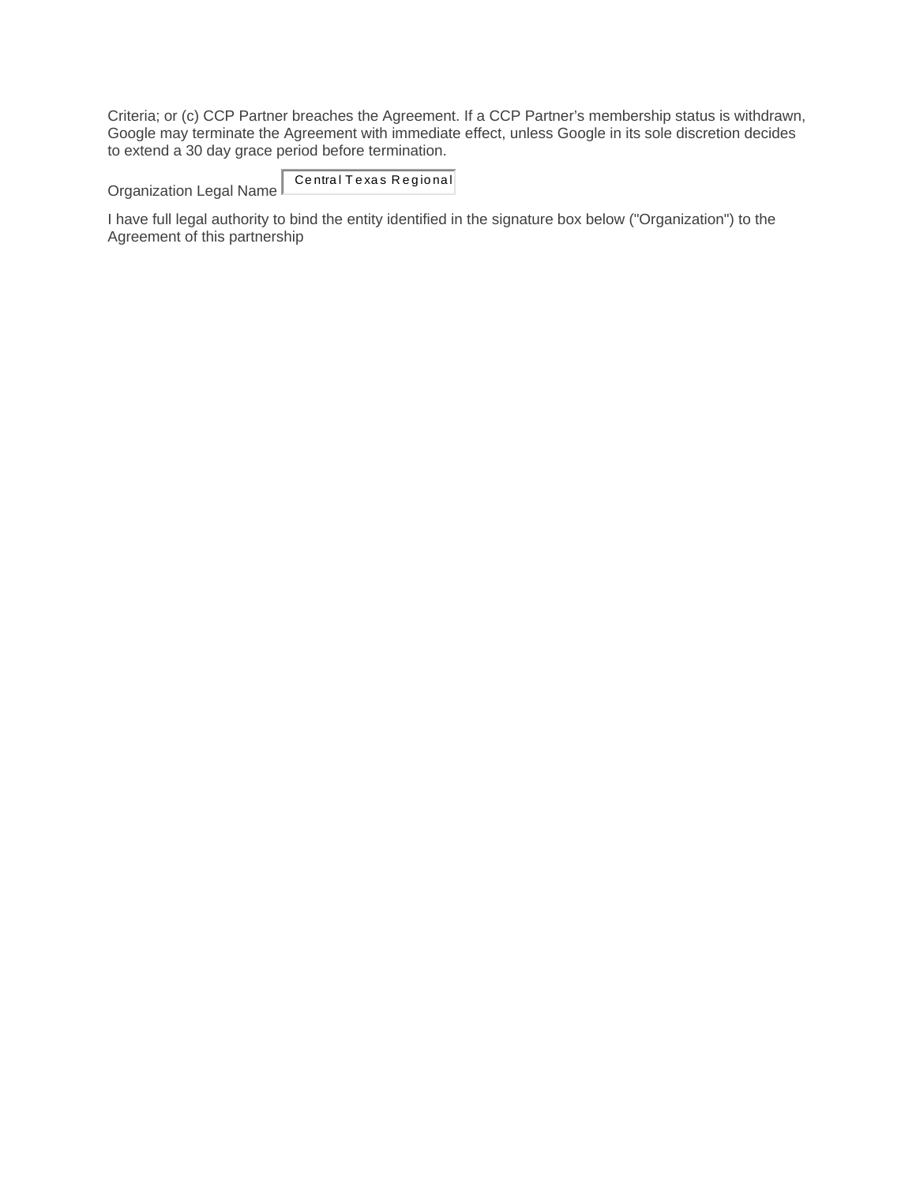Criteria; or (c) CCP Partner breaches the Agreement. If a CCP Partner's membership status is withdrawn, Google may terminate the Agreement with immediate effect, unless Google in its sole discretion decides to extend a 30 day grace period before termination.

Organization Legal Name Central Texas Regional

I have full legal authority to bind the entity identified in the signature box below ("Organization") to the Agreement of this partnership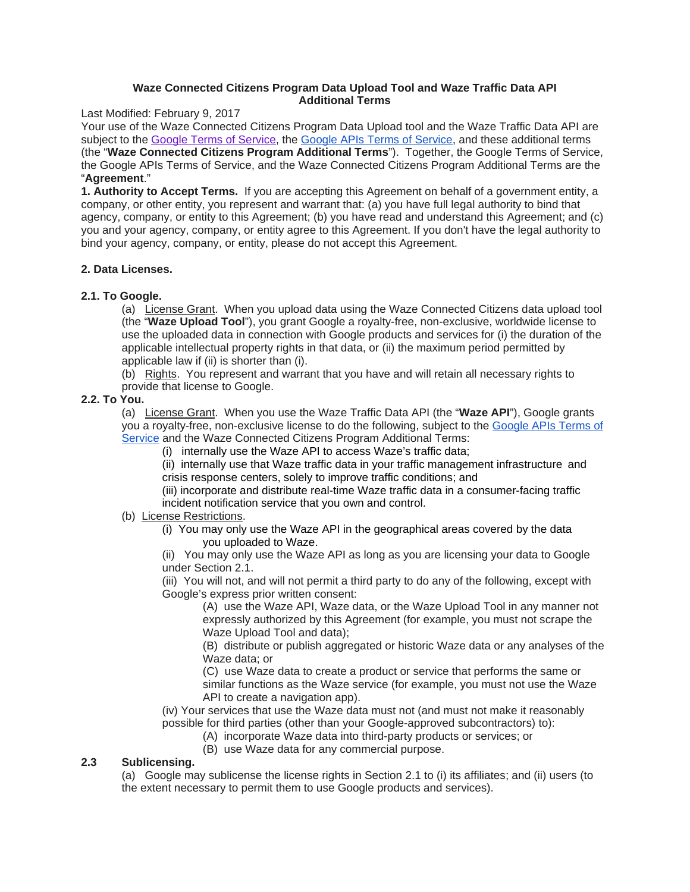**Waze Connected Citizens Program Data Upload Tool and Waze Traffic Data API Additional Terms**

Last Modified: February 9, 2017

Your use of the Waze Connected Citizens Program Data Upload tool and the Waze Traffic Data API are subject to the Google Terms of Service, the Google APIs Terms of Service, and these additional terms (the "**Waze Connected Citizens Program Additional Terms**"). Together, the Google Terms of Service, the Google APIs Terms of Service, and the Waze Connected Citizens Program Additional Terms are the "**Agreement**."

**1. Authority to Accept Terms.** If you are accepting this Agreement on behalf of a government entity, a company, or other entity, you represent and warrant that: (a) you have full legal authority to bind that agency, company, or entity to this Agreement; (b) you have read and understand this Agreement; and (c) you and your agency, company, or entity agree to this Agreement. If you don't have the legal authority to bind your agency, company, or entity, please do not accept this Agreement.

**2. Data Licenses.**

**2.1. To Google.**

(a) License Grant. When you upload data using the Waze Connected Citizens data upload tool (the "**Waze Upload Tool**"), you grant Google a royalty-free, non-exclusive, worldwide license to use the uploaded data in connection with Google products and services for (i) the duration of the applicable intellectual property rights in that data, or (ii) the maximum period permitted by applicable law if (ii) is shorter than (i).

(b) Rights. You represent and warrant that you have and will retain all necessary rights to provide that license to Google.

**2.2. To You.**

(a) License Grant. When you use the Waze Traffic Data API (the "**Waze API**"), Google grants you a royalty-free, non-exclusive license to do the following, subject to the Google APIs Terms of Service and the Waze Connected Citizens Program Additional Terms:

(i) internally use the Waze API to access Waze's traffic data;

(ii) internally use that Waze traffic data in your traffic management infrastructure and crisis response centers, solely to improve traffic conditions; and

(iii) incorporate and distribute real-time Waze traffic data in a consumer-facing traffic incident notification service that you own and control.

(b) License Restrictions.

(i) You may only use the Waze API in the geographical areas covered by the data you uploaded to Waze.

(ii) You may only use the Waze API as long as you are licensing your data to Google under Section 2.1.

(iii) You will not, and will not permit a third party to do any of the following, except with Google's express prior written consent:

(A) use the Waze API, Waze data, or the Waze Upload Tool in any manner not expressly authorized by this Agreement (for example, you must not scrape the Waze Upload Tool and data);

(B) distribute or publish aggregated or historic Waze data or any analyses of the Waze data; or

(C) use Waze data to create a product or service that performs the same or similar functions as the Waze service (for example, you must not use the Waze API to create a navigation app).

(iv) Your services that use the Waze data must not (and must not make it reasonably possible for third parties (other than your Google-approved subcontractors) to):

(A) incorporate Waze data into third-party products or services; or

(B) use Waze data for any commercial purpose.

**2.3 Sublicensing.**

(a) Google may sublicense the license rights in Section 2.1 to (i) its affiliates; and (ii) users (to the extent necessary to permit them to use Google products and services).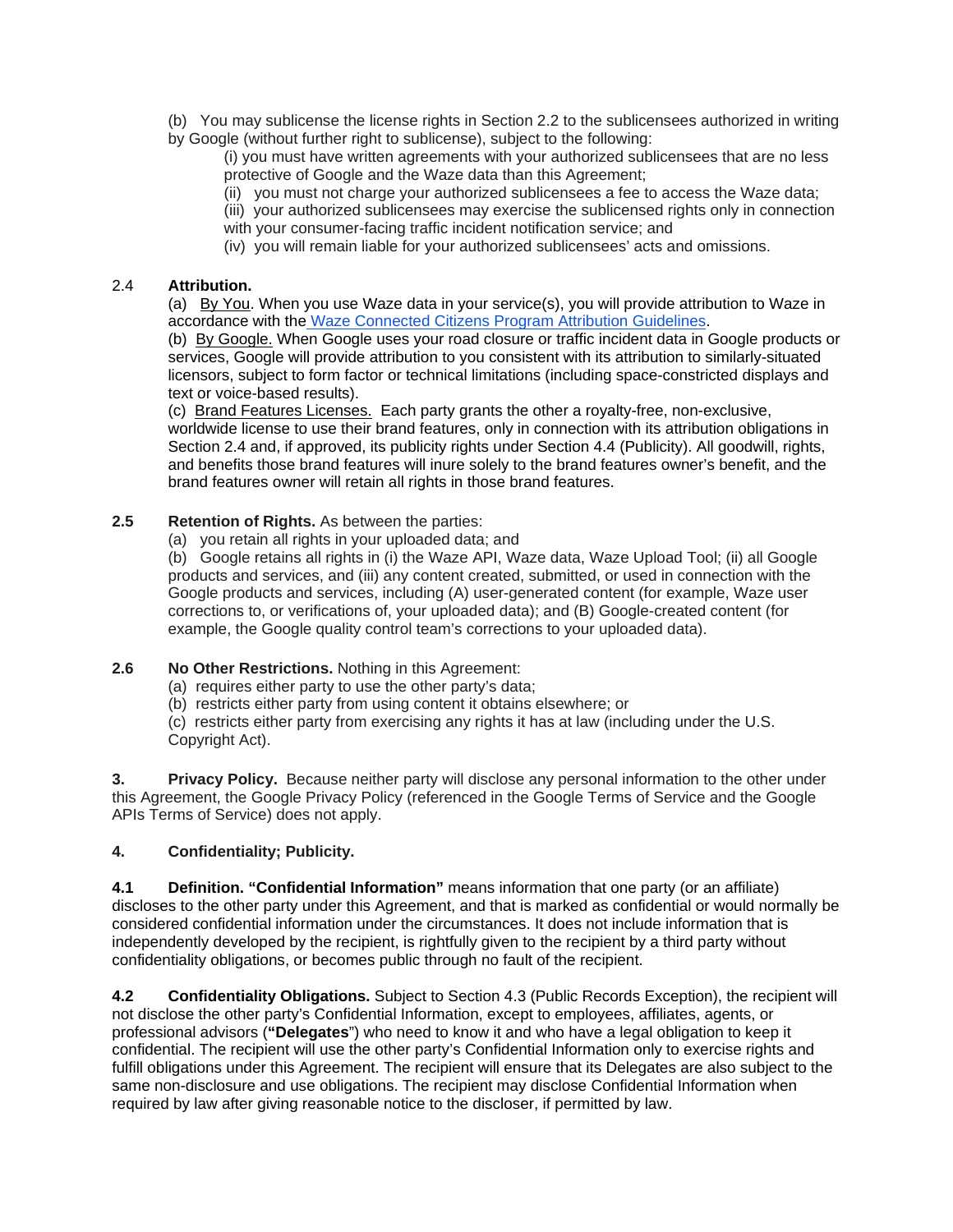(b) You may sublicense the license rights in Section 2.2 to the sublicensees authorized in writing by Google (without further right to sublicense), subject to the following:

(i) you must have written agreements with your authorized sublicensees that are no less protective of Google and the Waze data than this Agreement;

(ii) you must not charge your authorized sublicensees a fee to access the Waze data;

(iii) your authorized sublicensees may exercise the sublicensed rights only in connection with your consumer-facing traffic incident notification service; and

(iv) you will remain liable for your authorized sublicensees' acts and omissions.

2.4 **Attribution.**

(a) By You. When you use Waze data in your service(s), you will provide attribution to Waze in accordance with the Waze Connected Citizens Program Attribution Guidelines.

(b) By Google. When Google uses your road closure or traffic incident data in Google products or services, Google will provide attribution to you consistent with its attribution to similarly-situated licensors, subject to form factor or technical limitations (including space-constricted displays and text or voice-based results).

(c) Brand Features Licenses. Each party grants the other a royalty-free, non-exclusive, worldwide license to use their brand features, only in connection with its attribution obligations in Section 2.4 and, if approved, its publicity rights under Section 4.4 (Publicity). All goodwill, rights, and benefits those brand features will inure solely to the brand features owner's benefit, and the brand features owner will retain all rights in those brand features.

**2.5 Retention of Rights.** As between the parties:

(a) you retain all rights in your uploaded data; and

(b) Google retains all rights in (i) the Waze API, Waze data, Waze Upload Tool; (ii) all Google products and services, and (iii) any content created, submitted, or used in connection with the Google products and services, including (A) user-generated content (for example, Waze user corrections to, or verifications of, your uploaded data); and (B) Google-created content (for example, the Google quality control team's corrections to your uploaded data).

**2.6 No Other Restrictions.** Nothing in this Agreement:

(a) requires either party to use the other party's data;

(b) restricts either party from using content it obtains elsewhere; or

(c) restricts either party from exercising any rights it has at law (including under the U.S. Copyright Act).

**3. Privacy Policy.** Because neither party will disclose any personal information to the other under this Agreement, the Google Privacy Policy (referenced in the Google Terms of Service and the Google APIs Terms of Service) does not apply.

**4. Confidentiality; Publicity.**

**4.1 Definition. "Confidential Information"** means information that one party (or an affiliate) discloses to the other party under this Agreement, and that is marked as confidential or would normally be considered confidential information under the circumstances. It does not include information that is independently developed by the recipient, is rightfully given to the recipient by a third party without confidentiality obligations, or becomes public through no fault of the recipient.

**4.2 Confidentiality Obligations.** Subject to Section 4.3 (Public Records Exception), the recipient will not disclose the other party's Confidential Information, except to employees, affiliates, agents, or professional advisors (**"Delegates"**) who need to know it and who have a legal obligation to keep it confidential. The recipient will use the other party's Confidential Information only to exercise rights and fulfill obligations under this Agreement. The recipient will ensure that its Delegates are also subject to the same non-disclosure and use obligations. The recipient may disclose Confidential Information when required by law after giving reasonable notice to the discloser, if permitted by law.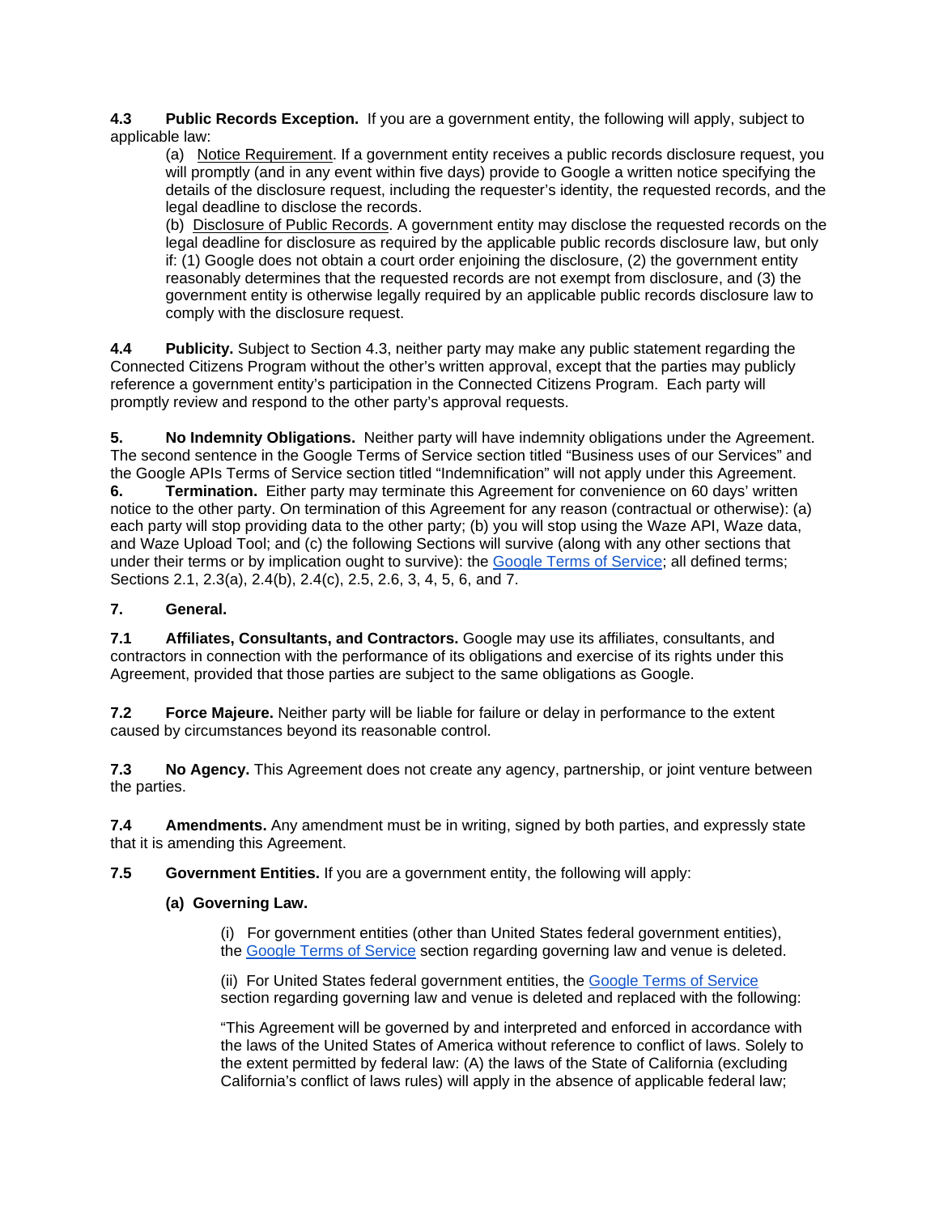**4.3 Public Records Exception.** If you are a government entity, the following will apply, subject to applicable law:

(a) Notice Requirement. If a government entity receives a public records disclosure request, you will promptly (and in any event within five days) provide to Google a written notice specifying the details of the disclosure request, including the requester's identity, the requested records, and the legal deadline to disclose the records.

(b) Disclosure of Public Records. A government entity may disclose the requested records on the legal deadline for disclosure as required by the applicable public records disclosure law, but only if: (1) Google does not obtain a court order enjoining the disclosure, (2) the government entity reasonably determines that the requested records are not exempt from disclosure, and (3) the government entity is otherwise legally required by an applicable public records disclosure law to comply with the disclosure request.

**4.4 Publicity.** Subject to Section 4.3, neither party may make any public statement regarding the Connected Citizens Program without the other's written approval, except that the parties may publicly reference a government entity's participation in the Connected Citizens Program. Each party will promptly review and respond to the other party's approval requests.

**5. No Indemnity Obligations.** Neither party will have indemnity obligations under the Agreement. The second sentence in the Google Terms of Service section titled "Business uses of our Services" and the Google APIs Terms of Service section titled "Indemnification" will not apply under this Agreement.

**6. Termination.** Either party may terminate this Agreement for convenience on 60 days' written notice to the other party. On termination of this Agreement for any reason (contractual or otherwise): (a) each party will stop providing data to the other party; (b) you will stop using the Waze API, Waze data, and Waze Upload Tool; and (c) the following Sections will survive (along with any other sections that under their terms or by implication ought to survive): the Google Terms of Service; all defined terms; Sections 2.1, 2.3(a), 2.4(b), 2.4(c), 2.5, 2.6, 3, 4, 5, 6, and 7.

**7. General.**

**7.1 Affiliates, Consultants, and Contractors.** Google may use its affiliates, consultants, and contractors in connection with the performance of its obligations and exercise of its rights under this Agreement, provided that those parties are subject to the same obligations as Google.

**7.2 Force Majeure.** Neither party will be liable for failure or delay in performance to the extent caused by circumstances beyond its reasonable control.

**7.3 No Agency.** This Agreement does not create any agency, partnership, or joint venture between the parties.

**7.4 Amendments.** Any amendment must be in writing, signed by both parties, and expressly state that it is amending this Agreement.

**7.5 Government Entities.** If you are a government entity, the following will apply:

**(a) Governing Law.**

(i) For government entities (other than United States federal government entities), the Google Terms of Service section regarding governing law and venue is deleted.

(ii) For United States federal government entities, the Google Terms of Service section regarding governing law and venue is deleted and replaced with the following:

"This Agreement will be governed by and interpreted and enforced in accordance with the laws of the United States of America without reference to conflict of laws. Solely to the extent permitted by federal law: (A) the laws of the State of California (excluding California's conflict of laws rules) will apply in the absence of applicable federal law;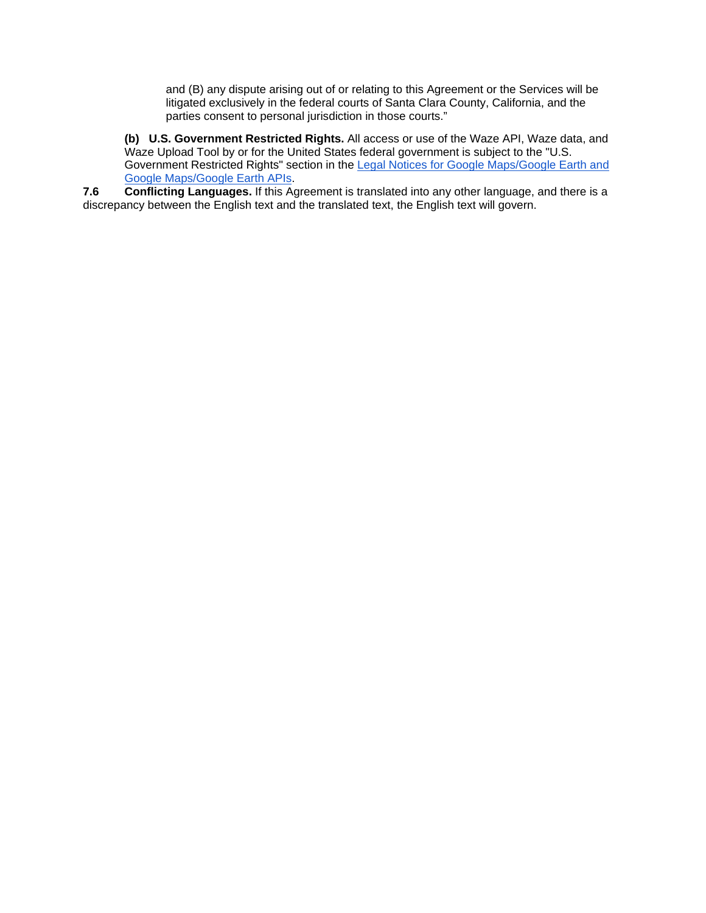and (B) any dispute arising out of or relating to this Agreement or the Services will be litigated exclusively in the federal courts of Santa Clara County, California, and the parties consent to personal jurisdiction in those courts."

**(b) U.S. Government Restricted Rights.** All access or use of the Waze API, Waze data, and Waze Upload Tool by or for the United States federal government is subject to the "U.S. Government Restricted Rights" section in the Legal Notices for Google Maps/Google Earth and Google Maps/Google Earth APIs.

**7.6 Conflicting Languages.** If this Agreement is translated into any other language, and there is a discrepancy between the English text and the translated text, the English text will govern.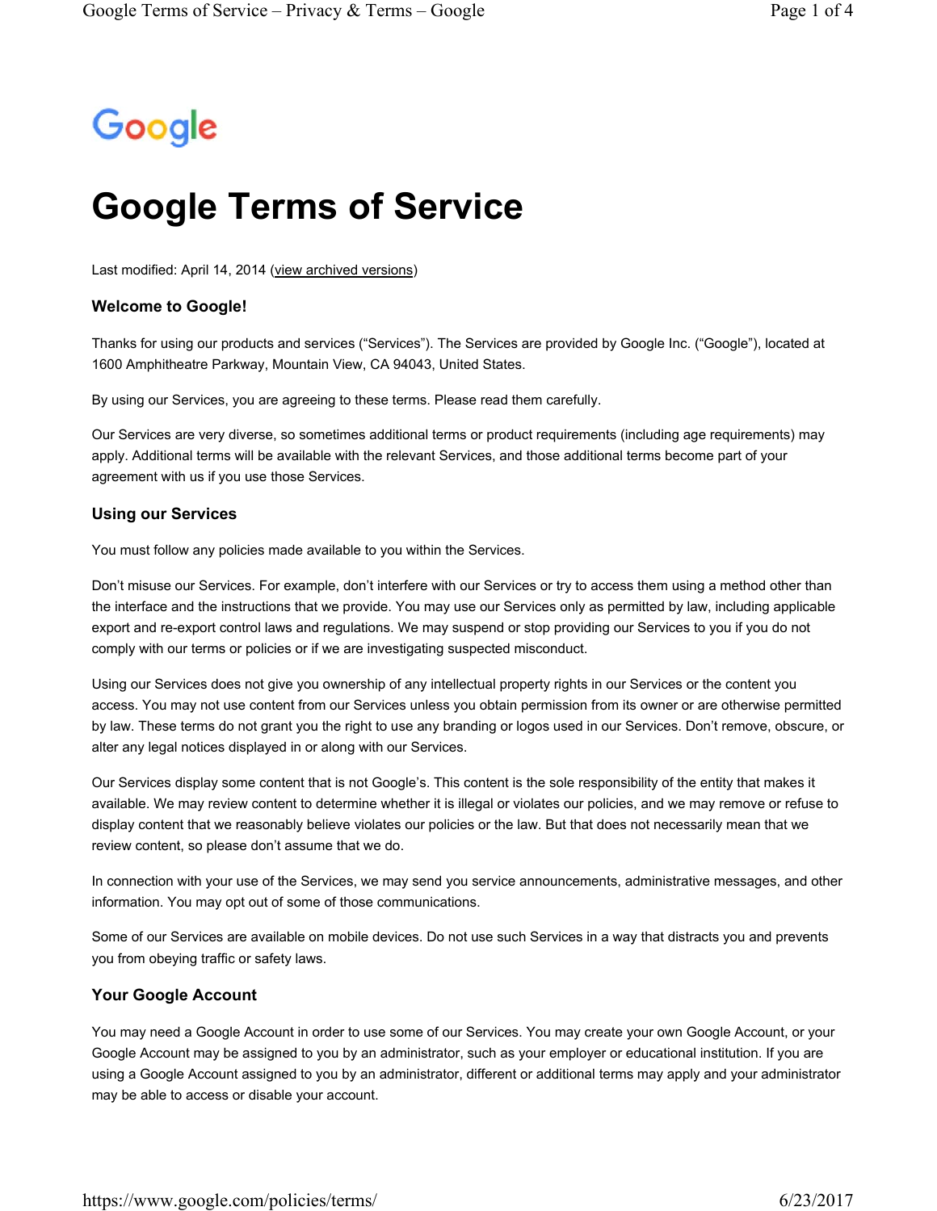Google

# Google Terms of Service

Last modified: April 14, 2014 (view archived versions)

### Welcome to Google!

Thanks for using our products and services ("Services"). The Services are provided by Google Inc. ("Google"), located at 1600 Amphitheatre Parkway, Mountain View, CA 94043, United States.

By using our Services, you are agreeing to these terms. Please read them carefully.

Our Services are very diverse, so sometimes additional terms or product requirements (including age requirements) may apply. Additional terms will be available with the relevant Services, and those additional terms become part of your agreement with us if you use those Services.

### Using our Services

You must follow any policies made available to you within the Services.

Don't misuse our Services. For example, don't interfere with our Services or try to access them using a method other than the interface and the instructions that we provide. You may use our Services only as permitted by law, including applicable export and re-export control laws and regulations. We may suspend or stop providing our Services to you if you do not comply with our terms or policies or if we are investigating suspected misconduct.

Using our Services does not give you ownership of any intellectual property rights in our Services or the content you access. You may not use content from our Services unless you obtain permission from its owner or are otherwise permitted by law. These terms do not grant you the right to use any branding or logos used in our Services. Don't remove, obscure, or alter any legal notices displayed in or along with our Services.

Our Services display some content that is not Google's. This content is the sole responsibility of the entity that makes it available. We may review content to determine whether it is illegal or violates our policies, and we may remove or refuse to display content that we reasonably believe violates our policies or the law. But that does not necessarily mean that we review content, so please don't assume that we do.

In connection with your use of the Services, we may send you service announcements, administrative messages, and other information. You may opt out of some of those communications.

Some of our Services are available on mobile devices. Do not use such Services in a way that distracts you and prevents you from obeying traffic or safety laws.

### Your Google Account

You may need a Google Account in order to use some of our Services. You may create your own Google Account, or your Google Account may be assigned to you by an administrator, such as your employer or educational institution. If you are using a Google Account assigned to you by an administrator, different or additional terms may apply and your administrator may be able to access or disable your account.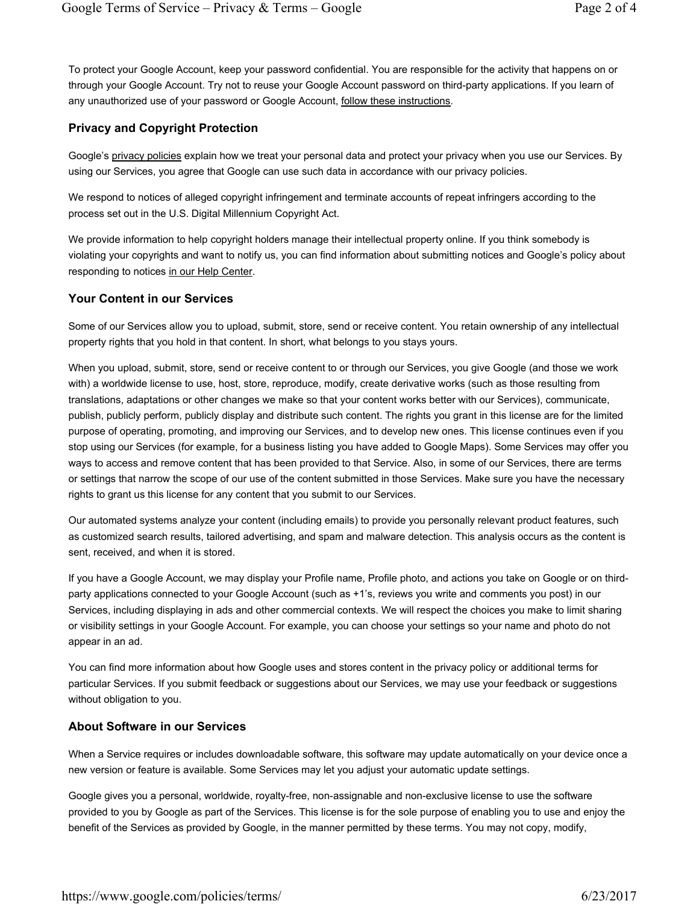To protect your Google Account, keep your password confidential. You are responsible for the activity that happens on or through your Google Account. Try not to reuse your Google Account password on third-party applications. If you learn of any unauthorized use of your password or Google Account, follow these instructions.

### Privacy and Copyright Protection

Google's privacy policies explain how we treat your personal data and protect your privacy when you use our Services. By using our Services, you agree that Google can use such data in accordance with our privacy policies.

We respond to notices of alleged copyright infringement and terminate accounts of repeat infringers according to the process set out in the U.S. Digital Millennium Copyright Act.

We provide information to help copyright holders manage their intellectual property online. If you think somebody is violating your copyrights and want to notify us, you can find information about submitting notices and Google's policy about responding to notices in our Help Center.

### Your Content in our Services

Some of our Services allow you to upload, submit, store, send or receive content. You retain ownership of any intellectual property rights that you hold in that content. In short, what belongs to you stays yours.

When you upload, submit, store, send or receive content to or through our Services, you give Google (and those we work with) a worldwide license to use, host, store, reproduce, modify, create derivative works (such as those resulting from translations, adaptations or other changes we make so that your content works better with our Services), communicate, publish, publicly perform, publicly display and distribute such content. The rights you grant in this license are for the limited purpose of operating, promoting, and improving our Services, and to develop new ones. This license continues even if you stop using our Services (for example, for a business listing you have added to Google Maps). Some Services may offer you ways to access and remove content that has been provided to that Service. Also, in some of our Services, there are terms or settings that narrow the scope of our use of the content submitted in those Services. Make sure you have the necessary rights to grant us this license for any content that you submit to our Services.

Our automated systems analyze your content (including emails) to provide you personally relevant product features, such as customized search results, tailored advertising, and spam and malware detection. This analysis occurs as the content is sent, received, and when it is stored.

If you have a Google Account, we may display your Profile name, Profile photo, and actions you take on Google or on third-party applications connected to your Google Account (such as +1's, reviews you write and comments you post) in our Services, including displaying in ads and other commercial contexts. We will respect the choices you make to limit sharing or visibility settings in your Google Account. For example, you can choose your settings so your name and photo do not appear in an ad.

You can find more information about how Google uses and stores content in the privacy policy or additional terms for particular Services. If you submit feedback or suggestions about our Services, we may use your feedback or suggestions without obligation to you.

### About Software in our Services

When a Service requires or includes downloadable software, this software may update automatically on your device once a new version or feature is available. Some Services may let you adjust your automatic update settings.

Google gives you a personal, worldwide, royalty-free, non-assignable and non-exclusive license to use the software provided to you by Google as part of the Services. This license is for the sole purpose of enabling you to use and enjoy the benefit of the Services as provided by Google, in the manner permitted by these terms. You may not copy, modify,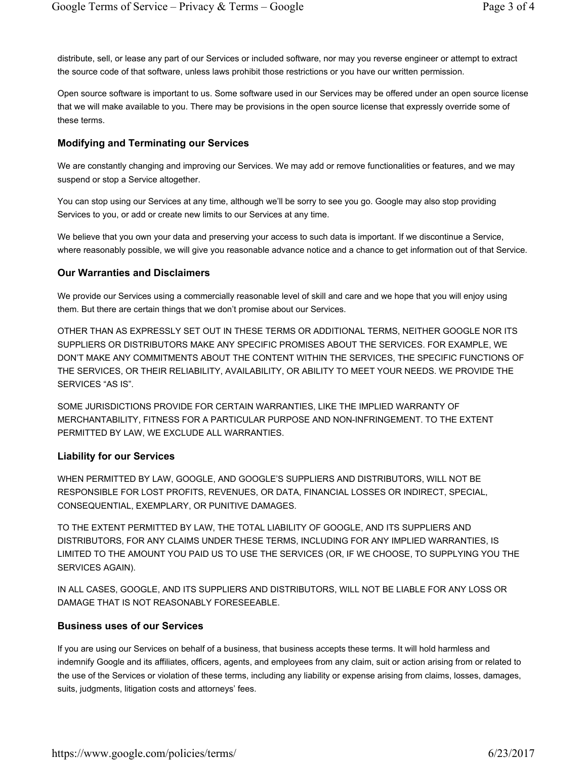distribute, sell, or lease any part of our Services or included software, nor may you reverse engineer or attempt to extract the source code of that software, unless laws prohibit those restrictions or you have our written permission.

Open source software is important to us. Some software used in our Services may be offered under an open source license that we will make available to you. There may be provisions in the open source license that expressly override some of these terms.

### Modifying and Terminating our Services

We are constantly changing and improving our Services. We may add or remove functionalities or features, and we may suspend or stop a Service altogether.

You can stop using our Services at any time, although we'll be sorry to see you go. Google may also stop providing Services to you, or add or create new limits to our Services at any time.

We believe that you own your data and preserving your access to such data is important. If we discontinue a Service, where reasonably possible, we will give you reasonable advance notice and a chance to get information out of that Service.

### Our Warranties and Disclaimers

We provide our Services using a commercially reasonable level of skill and care and we hope that you will enjoy using them. But there are certain things that we don't promise about our Services.

OTHER THAN AS EXPRESSLY SET OUT IN THESE TERMS OR ADDITIONAL TERMS, NEITHER GOOGLE NOR ITS SUPPLIERS OR DISTRIBUTORS MAKE ANY SPECIFIC PROMISES ABOUT THE SERVICES. FOR EXAMPLE, WE DON'T MAKE ANY COMMITMENTS ABOUT THE CONTENT WITHIN THE SERVICES, THE SPECIFIC FUNCTIONS OF THE SERVICES, OR THEIR RELIABILITY, AVAILABILITY, OR ABILITY TO MEET YOUR NEEDS. WE PROVIDE THE SERVICES "AS IS".

SOME JURISDICTIONS PROVIDE FOR CERTAIN WARRANTIES, LIKE THE IMPLIED WARRANTY OF MERCHANTABILITY, FITNESS FOR A PARTICULAR PURPOSE AND NON-INFRINGEMENT. TO THE EXTENT PERMITTED BY LAW, WE EXCLUDE ALL WARRANTIES.

### Liability for our Services

WHEN PERMITTED BY LAW, GOOGLE, AND GOOGLE'S SUPPLIERS AND DISTRIBUTORS, WILL NOT BE RESPONSIBLE FOR LOST PROFITS, REVENUES, OR DATA, FINANCIAL LOSSES OR INDIRECT, SPECIAL, CONSEQUENTIAL, EXEMPLARY, OR PUNITIVE DAMAGES.

TO THE EXTENT PERMITTED BY LAW, THE TOTAL LIABILITY OF GOOGLE, AND ITS SUPPLIERS AND DISTRIBUTORS, FOR ANY CLAIMS UNDER THESE TERMS, INCLUDING FOR ANY IMPLIED WARRANTIES, IS LIMITED TO THE AMOUNT YOU PAID US TO USE THE SERVICES (OR, IF WE CHOOSE, TO SUPPLYING YOU THE SERVICES AGAIN).

IN ALL CASES, GOOGLE, AND ITS SUPPLIERS AND DISTRIBUTORS, WILL NOT BE LIABLE FOR ANY LOSS OR DAMAGE THAT IS NOT REASONABLY FORESEEABLE.

### Business uses of our Services

If you are using our Services on behalf of a business, that business accepts these terms. It will hold harmless and indemnify Google and its affiliates, officers, agents, and employees from any claim, suit or action arising from or related to the use of the Services or violation of these terms, including any liability or expense arising from claims, losses, damages, suits, judgments, litigation costs and attorneys' fees.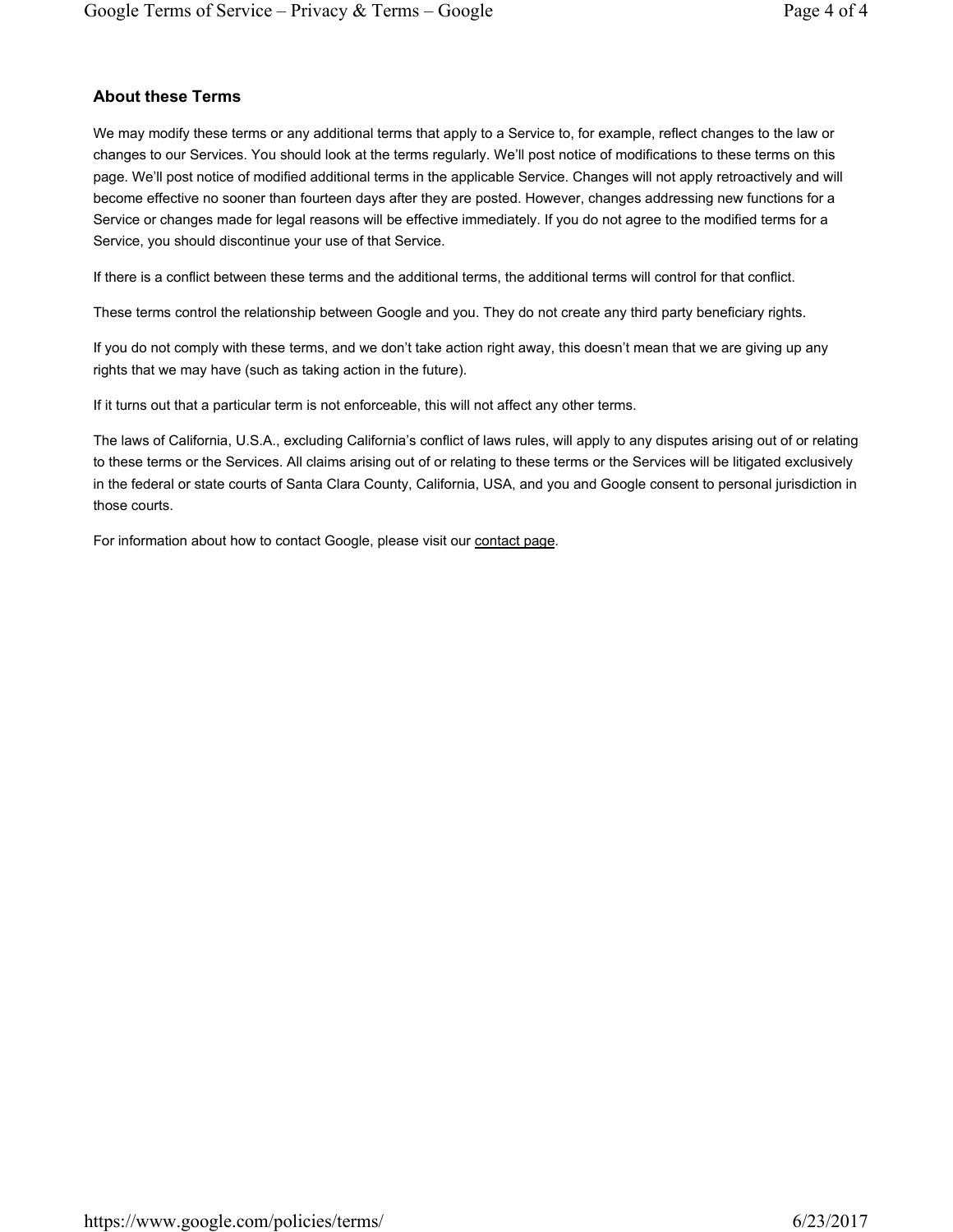## About these Terms

We may modify these terms or any additional terms that apply to a Service to, for example, reflect changes to the law or changes to our Services. You should look at the terms regularly. We'll post notice of modifications to these terms on this page. We'll post notice of modified additional terms in the applicable Service. Changes will not apply retroactively and will become effective no sooner than fourteen days after they are posted. However, changes addressing new functions for a Service or changes made for legal reasons will be effective immediately. If you do not agree to the modified terms for a Service, you should discontinue your use of that Service.

If there is a conflict between these terms and the additional terms, the additional terms will control for that conflict.

These terms control the relationship between Google and you. They do not create any third party beneficiary rights.

If you do not comply with these terms, and we don't take action right away, this doesn't mean that we are giving up any rights that we may have (such as taking action in the future).

If it turns out that a particular term is not enforceable, this will not affect any other terms.

The laws of California, U.S.A., excluding California's conflict of laws rules, will apply to any disputes arising out of or relating to these terms or the Services. All claims arising out of or relating to these terms or the Services will be litigated exclusively in the federal or state courts of Santa Clara County, California, USA, and you and Google consent to personal jurisdiction in those courts.

For information about how to contact Google, please visit our contact page.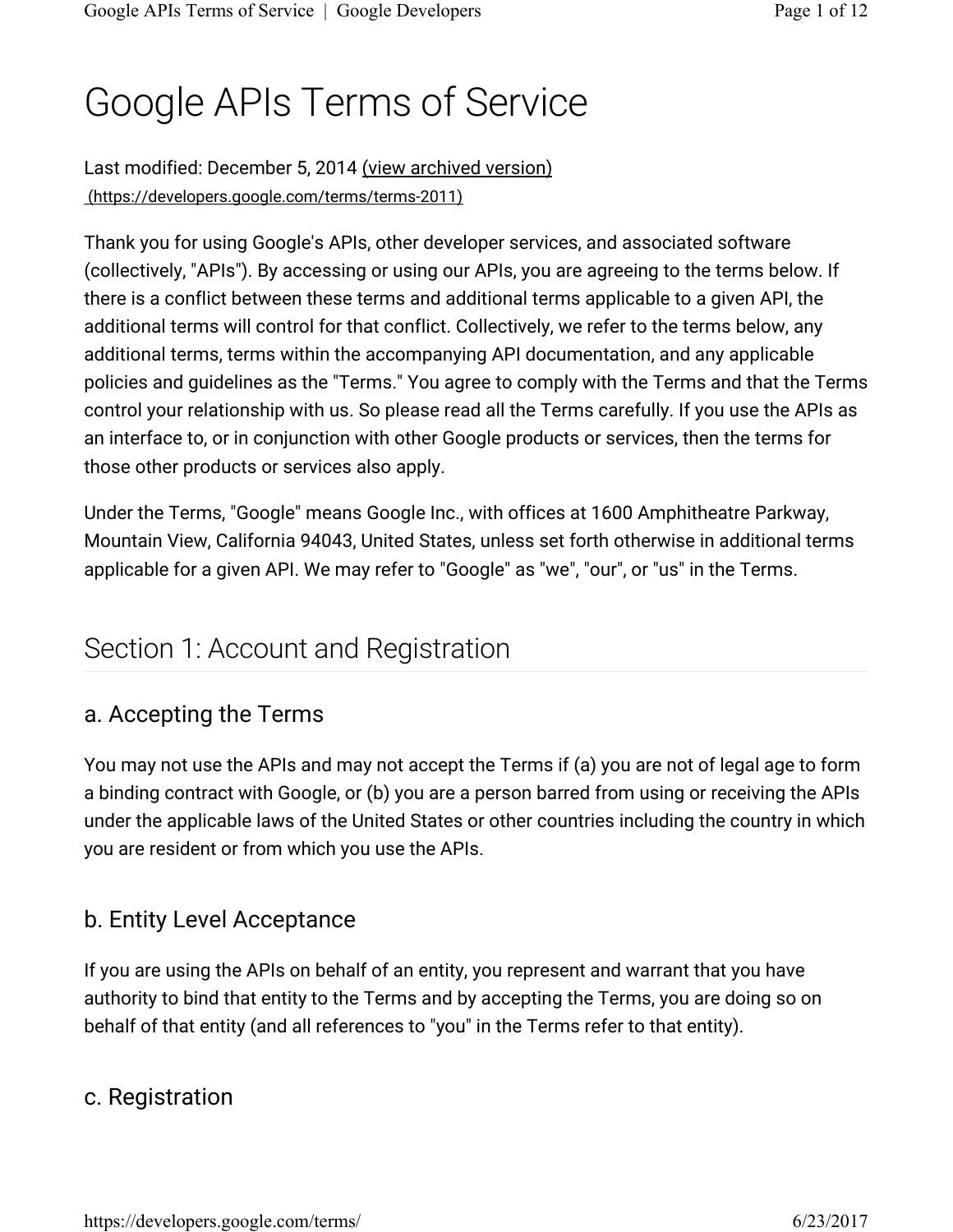# Google APIs Terms of Service

Last modified: December 5, 2014 (view archived version) (https://developers.google.com/terms/terms-2011)

Thank you for using Google's APIs, other developer services, and associated software (collectively, "APIs"). By accessing or using our APIs, you are agreeing to the terms below. If there is a conflict between these terms and additional terms applicable to a given API, the additional terms will control for that conflict. Collectively, we refer to the terms below, any additional terms, terms within the accompanying API documentation, and any applicable policies and guidelines as the "Terms." You agree to comply with the Terms and that the Terms control your relationship with us. So please read all the Terms carefully. If you use the APIs as an interface to, or in conjunction with other Google products or services, then the terms for those other products or services also apply.

Under the Terms, "Google" means Google Inc., with offices at 1600 Amphitheatre Parkway, Mountain View, California 94043, United States, unless set forth otherwise in additional terms applicable for a given API. We may refer to "Google" as "we", "our", or "us" in the Terms.

## Section 1: Account and Registration

### a. Accepting the Terms

You may not use the APIs and may not accept the Terms if (a) you are not of legal age to form a binding contract with Google, or (b) you are a person barred from using or receiving the APIs under the applicable laws of the United States or other countries including the country in which you are resident or from which you use the APIs.

### b. Entity Level Acceptance

If you are using the APIs on behalf of an entity, you represent and warrant that you have authority to bind that entity to the Terms and by accepting the Terms, you are doing so on behalf of that entity (and all references to "you" in the Terms refer to that entity).

### c. Registration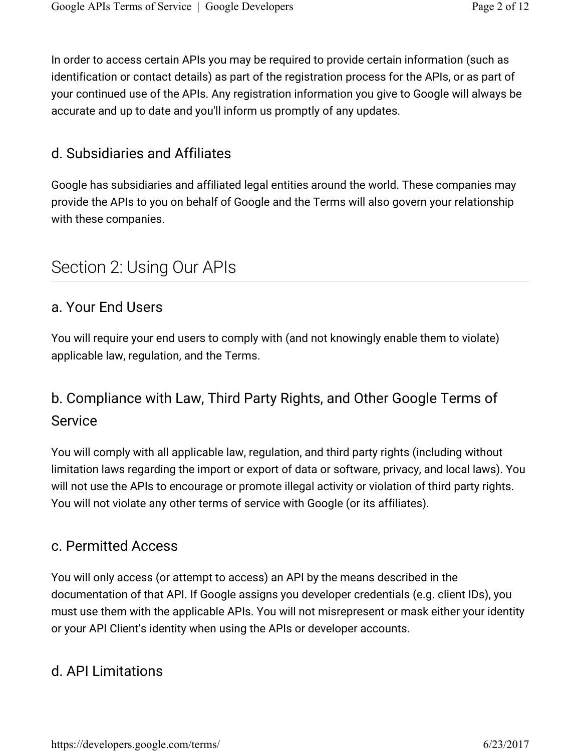In order to access certain APIs you may be required to provide certain information (such as identification or contact details) as part of the registration process for the APIs, or as part of your continued use of the APIs. Any registration information you give to Google will always be accurate and up to date and you'll inform us promptly of any updates.

### d. Subsidiaries and Affiliates

Google has subsidiaries and affiliated legal entities around the world. These companies may provide the APIs to you on behalf of Google and the Terms will also govern your relationship with these companies.

## Section 2: Using Our APIs

### a. Your End Users

You will require your end users to comply with (and not knowingly enable them to violate) applicable law, regulation, and the Terms.

### b. Compliance with Law, Third Party Rights, and Other Google Terms of Service

You will comply with all applicable law, regulation, and third party rights (including without limitation laws regarding the import or export of data or software, privacy, and local laws). You will not use the APIs to encourage or promote illegal activity or violation of third party rights. You will not violate any other terms of service with Google (or its affiliates).

### c. Permitted Access

You will only access (or attempt to access) an API by the means described in the documentation of that API. If Google assigns you developer credentials (e.g. client IDs), you must use them with the applicable APIs. You will not misrepresent or mask either your identity or your API Client's identity when using the APIs or developer accounts.

### d. API Limitations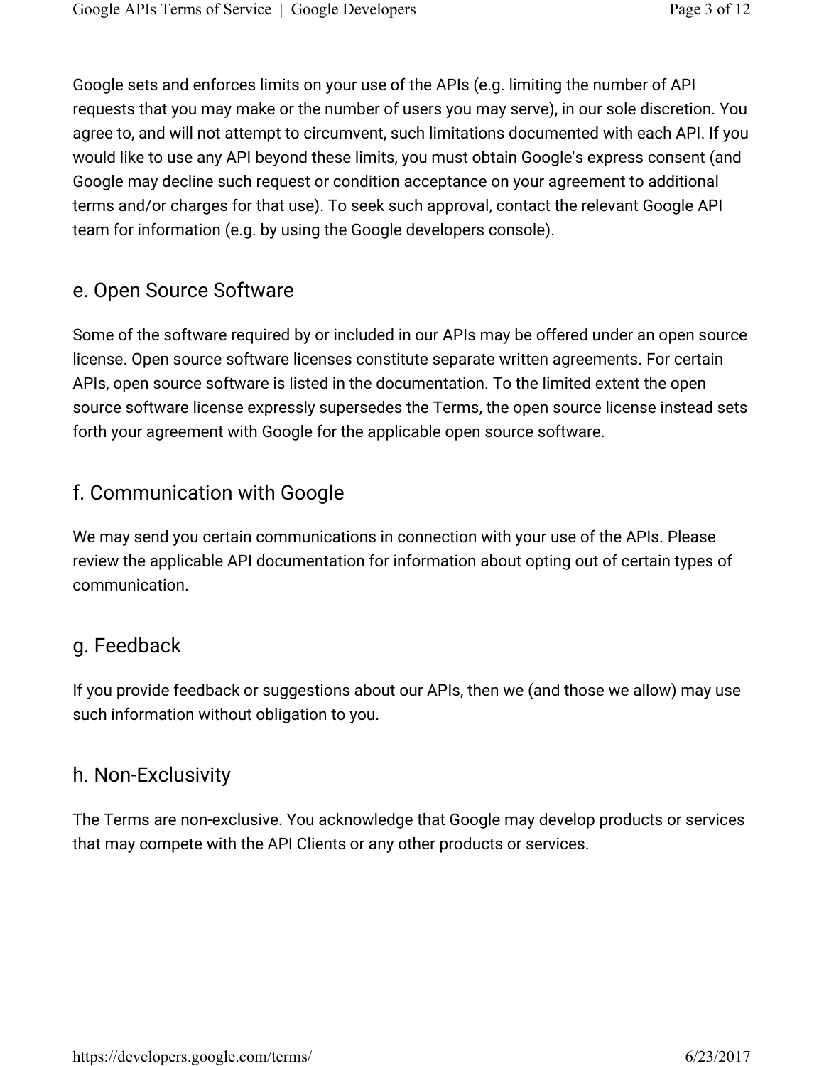Google sets and enforces limits on your use of the APIs (e.g. limiting the number of API requests that you may make or the number of users you may serve), in our sole discretion. You agree to, and will not attempt to circumvent, such limitations documented with each API. If you would like to use any API beyond these limits, you must obtain Google's express consent (and Google may decline such request or condition acceptance on your agreement to additional terms and/or charges for that use). To seek such approval, contact the relevant Google API team for information (e.g. by using the Google developers console).

## e. Open Source Software

Some of the software required by or included in our APIs may be offered under an open source license. Open source software licenses constitute separate written agreements. For certain APIs, open source software is listed in the documentation. To the limited extent the open source software license expressly supersedes the Terms, the open source license instead sets forth your agreement with Google for the applicable open source software.

## f. Communication with Google

We may send you certain communications in connection with your use of the APIs. Please review the applicable API documentation for information about opting out of certain types of communication.

## g. Feedback

If you provide feedback or suggestions about our APIs, then we (and those we allow) may use such information without obligation to you.

## h. Non-Exclusivity

The Terms are non-exclusive. You acknowledge that Google may develop products or services that may compete with the API Clients or any other products or services.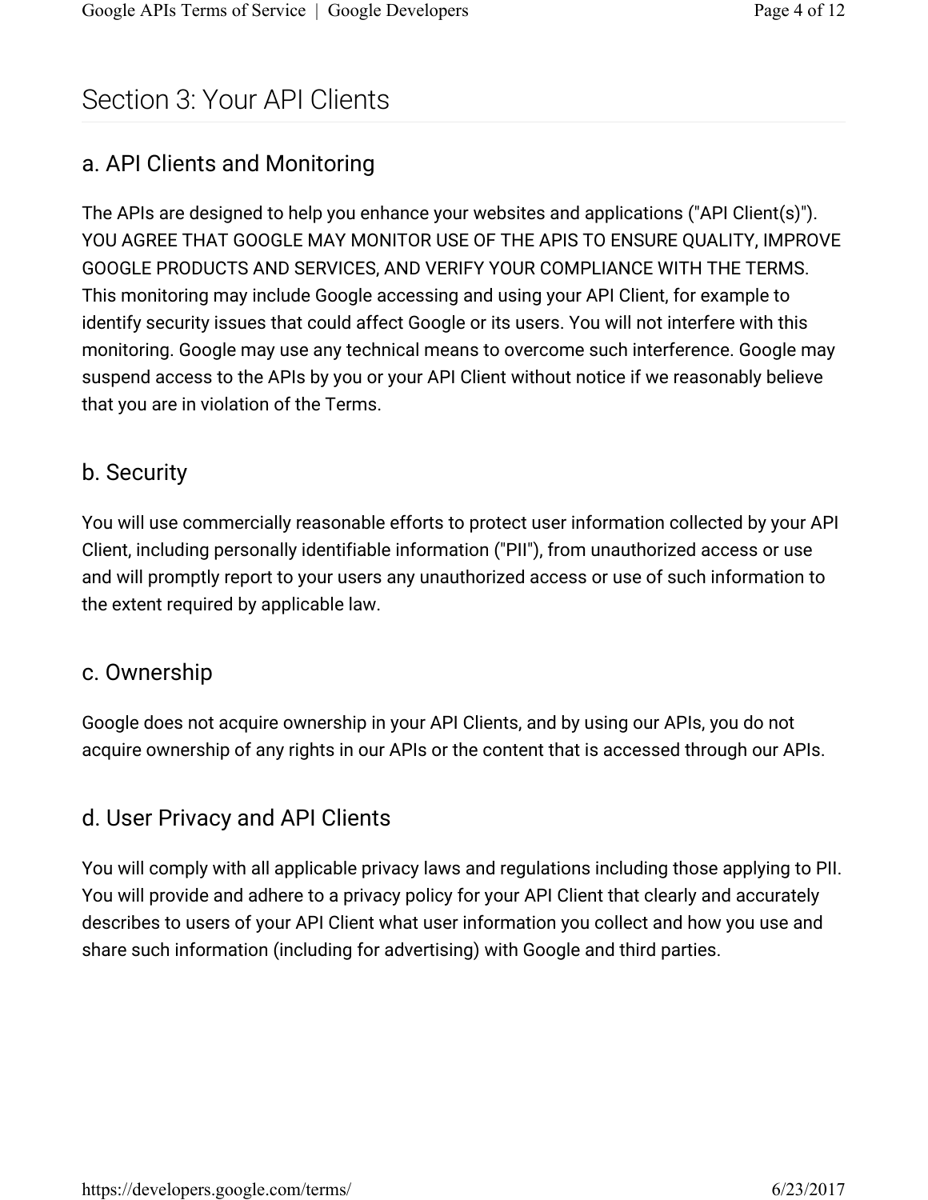# Section 3: Your API Clients

## a. API Clients and Monitoring

The APIs are designed to help you enhance your websites and applications ("API Client(s)"). YOU AGREE THAT GOOGLE MAY MONITOR USE OF THE APIS TO ENSURE QUALITY, IMPROVE GOOGLE PRODUCTS AND SERVICES, AND VERIFY YOUR COMPLIANCE WITH THE TERMS. This monitoring may include Google accessing and using your API Client, for example to identify security issues that could affect Google or its users. You will not interfere with this monitoring. Google may use any technical means to overcome such interference. Google may suspend access to the APIs by you or your API Client without notice if we reasonably believe that you are in violation of the Terms.

## b. Security

You will use commercially reasonable efforts to protect user information collected by your API Client, including personally identifiable information ("PII"), from unauthorized access or use and will promptly report to your users any unauthorized access or use of such information to the extent required by applicable law.

## c. Ownership

Google does not acquire ownership in your API Clients, and by using our APIs, you do not acquire ownership of any rights in our APIs or the content that is accessed through our APIs.

## d. User Privacy and API Clients

You will comply with all applicable privacy laws and regulations including those applying to PII. You will provide and adhere to a privacy policy for your API Client that clearly and accurately describes to users of your API Client what user information you collect and how you use and share such information (including for advertising) with Google and third parties.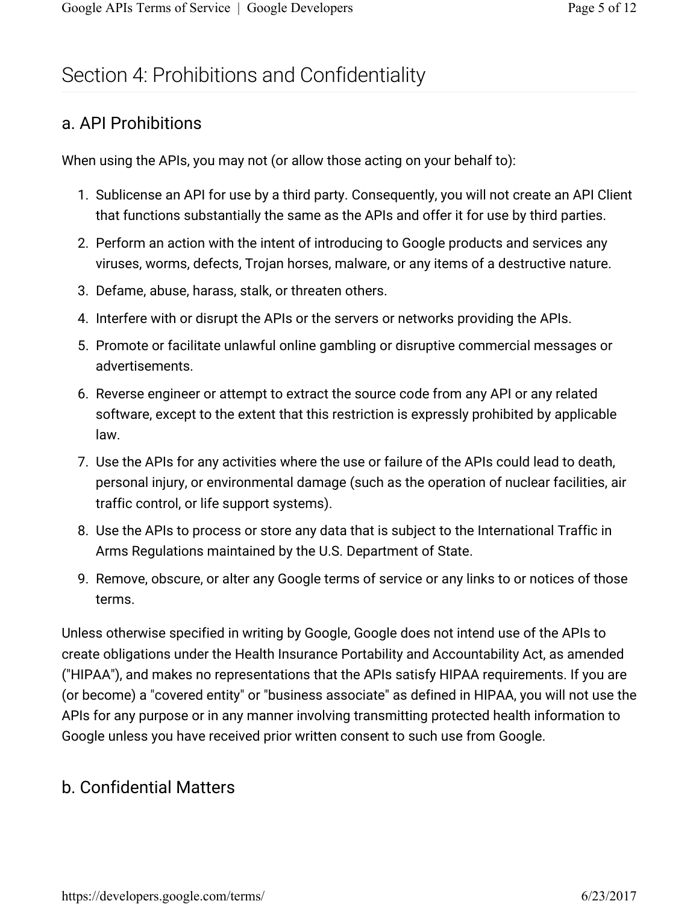# Section 4: Prohibitions and Confidentiality

## a. API Prohibitions

When using the APIs, you may not (or allow those acting on your behalf to):

1. Sublicense an API for use by a third party. Consequently, you will not create an API Client that functions substantially the same as the APIs and offer it for use by third parties.
2. Perform an action with the intent of introducing to Google products and services any viruses, worms, defects, Trojan horses, malware, or any items of a destructive nature.
3. Defame, abuse, harass, stalk, or threaten others.
4. Interfere with or disrupt the APIs or the servers or networks providing the APIs.
5. Promote or facilitate unlawful online gambling or disruptive commercial messages or advertisements.
6. Reverse engineer or attempt to extract the source code from any API or any related software, except to the extent that this restriction is expressly prohibited by applicable law.
7. Use the APIs for any activities where the use or failure of the APIs could lead to death, personal injury, or environmental damage (such as the operation of nuclear facilities, air traffic control, or life support systems).
8. Use the APIs to process or store any data that is subject to the International Traffic in Arms Regulations maintained by the U.S. Department of State.
9. Remove, obscure, or alter any Google terms of service or any links to or notices of those terms.

Unless otherwise specified in writing by Google, Google does not intend use of the APIs to create obligations under the Health Insurance Portability and Accountability Act, as amended ("HIPAA"), and makes no representations that the APIs satisfy HIPAA requirements. If you are (or become) a "covered entity" or "business associate" as defined in HIPAA, you will not use the APIs for any purpose or in any manner involving transmitting protected health information to Google unless you have received prior written consent to such use from Google.

## b. Confidential Matters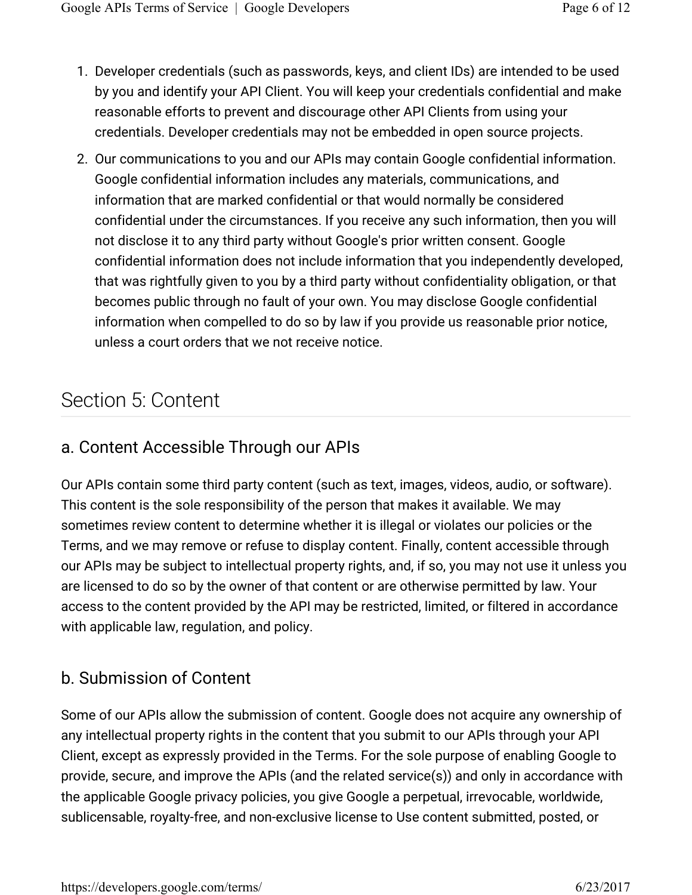1. Developer credentials (such as passwords, keys, and client IDs) are intended to be used by you and identify your API Client. You will keep your credentials confidential and make reasonable efforts to prevent and discourage other API Clients from using your credentials. Developer credentials may not be embedded in open source projects.
2. Our communications to you and our APIs may contain Google confidential information. Google confidential information includes any materials, communications, and information that are marked confidential or that would normally be considered confidential under the circumstances. If you receive any such information, then you will not disclose it to any third party without Google's prior written consent. Google confidential information does not include information that you independently developed, that was rightfully given to you by a third party without confidentiality obligation, or that becomes public through no fault of your own. You may disclose Google confidential information when compelled to do so by law if you provide us reasonable prior notice, unless a court orders that we not receive notice.

## Section 5: Content

### a. Content Accessible Through our APIs

Our APIs contain some third party content (such as text, images, videos, audio, or software). This content is the sole responsibility of the person that makes it available. We may sometimes review content to determine whether it is illegal or violates our policies or the Terms, and we may remove or refuse to display content. Finally, content accessible through our APIs may be subject to intellectual property rights, and, if so, you may not use it unless you are licensed to do so by the owner of that content or are otherwise permitted by law. Your access to the content provided by the API may be restricted, limited, or filtered in accordance with applicable law, regulation, and policy.

### b. Submission of Content

Some of our APIs allow the submission of content. Google does not acquire any ownership of any intellectual property rights in the content that you submit to our APIs through your API Client, except as expressly provided in the Terms. For the sole purpose of enabling Google to provide, secure, and improve the APIs (and the related service(s)) and only in accordance with the applicable Google privacy policies, you give Google a perpetual, irrevocable, worldwide, sublicensable, royalty-free, and non-exclusive license to Use content submitted, posted, or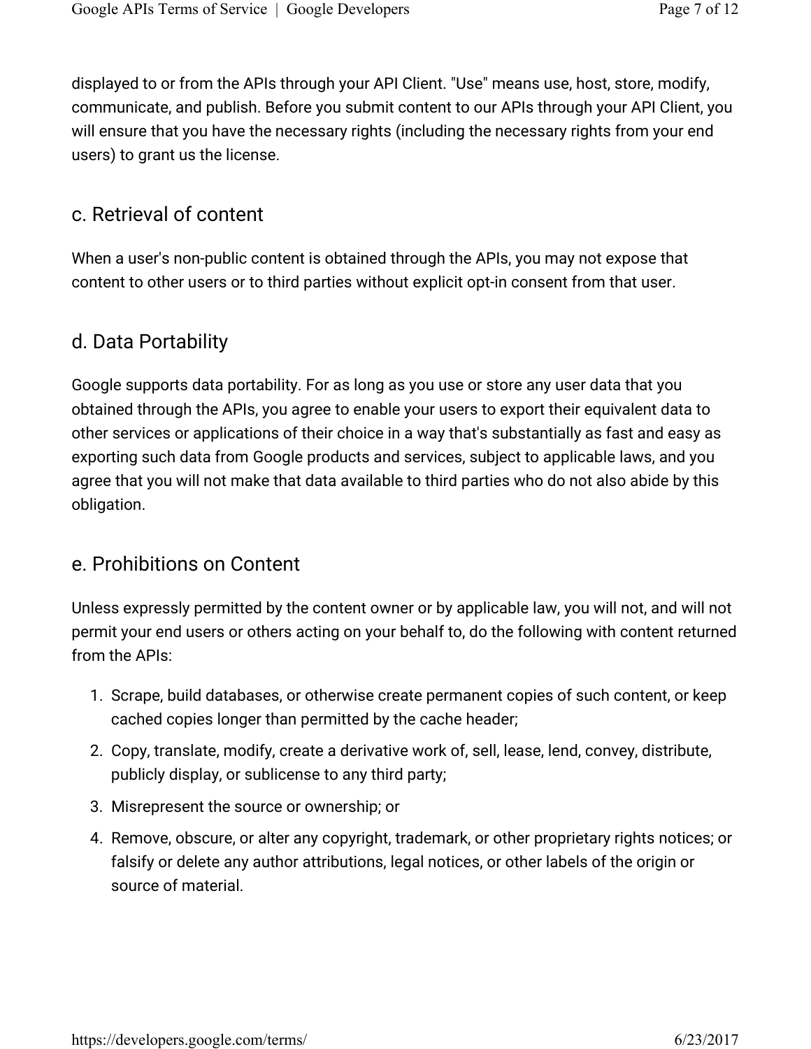displayed to or from the APIs through your API Client. "Use" means use, host, store, modify, communicate, and publish. Before you submit content to our APIs through your API Client, you will ensure that you have the necessary rights (including the necessary rights from your end users) to grant us the license.

## c. Retrieval of content

When a user's non-public content is obtained through the APIs, you may not expose that content to other users or to third parties without explicit opt-in consent from that user.

## d. Data Portability

Google supports data portability. For as long as you use or store any user data that you obtained through the APIs, you agree to enable your users to export their equivalent data to other services or applications of their choice in a way that's substantially as fast and easy as exporting such data from Google products and services, subject to applicable laws, and you agree that you will not make that data available to third parties who do not also abide by this obligation.

## e. Prohibitions on Content

Unless expressly permitted by the content owner or by applicable law, you will not, and will not permit your end users or others acting on your behalf to, do the following with content returned from the APIs:

1. Scrape, build databases, or otherwise create permanent copies of such content, or keep cached copies longer than permitted by the cache header;
2. Copy, translate, modify, create a derivative work of, sell, lease, lend, convey, distribute, publicly display, or sublicense to any third party;
3. Misrepresent the source or ownership; or
4. Remove, obscure, or alter any copyright, trademark, or other proprietary rights notices; or falsify or delete any author attributions, legal notices, or other labels of the origin or source of material.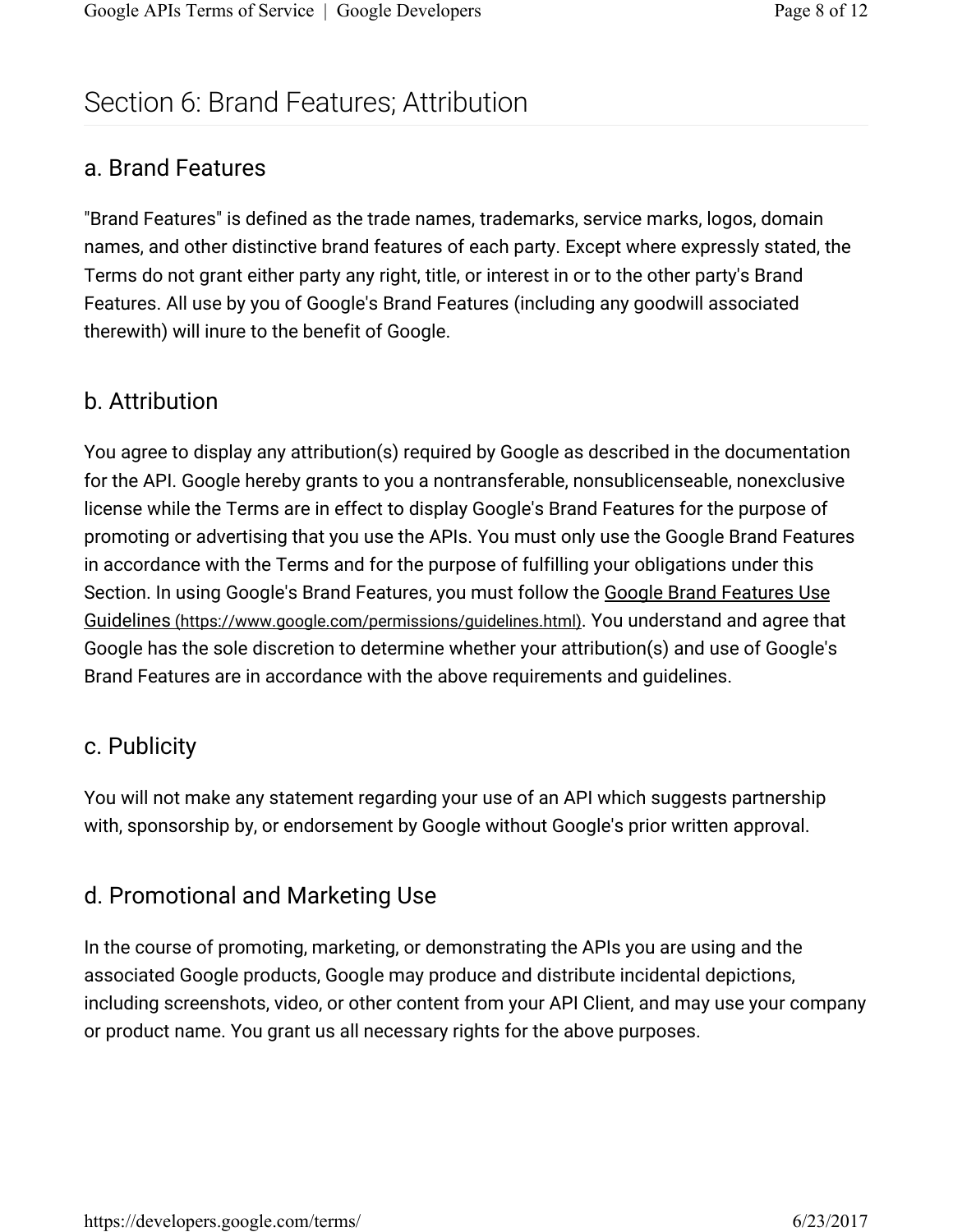## Section 6: Brand Features; Attribution

### a. Brand Features

"Brand Features" is defined as the trade names, trademarks, service marks, logos, domain names, and other distinctive brand features of each party. Except where expressly stated, the Terms do not grant either party any right, title, or interest in or to the other party's Brand Features. All use by you of Google's Brand Features (including any goodwill associated therewith) will inure to the benefit of Google.

### b. Attribution

You agree to display any attribution(s) required by Google as described in the documentation for the API. Google hereby grants to you a nontransferable, nonsublicenseable, nonexclusive license while the Terms are in effect to display Google's Brand Features for the purpose of promoting or advertising that you use the APIs. You must only use the Google Brand Features in accordance with the Terms and for the purpose of fulfilling your obligations under this Section. In using Google's Brand Features, you must follow the Google Brand Features Use Guidelines (https://www.google.com/permissions/guidelines.html). You understand and agree that Google has the sole discretion to determine whether your attribution(s) and use of Google's Brand Features are in accordance with the above requirements and guidelines.

### c. Publicity

You will not make any statement regarding your use of an API which suggests partnership with, sponsorship by, or endorsement by Google without Google's prior written approval.

### d. Promotional and Marketing Use

In the course of promoting, marketing, or demonstrating the APIs you are using and the associated Google products, Google may produce and distribute incidental depictions, including screenshots, video, or other content from your API Client, and may use your company or product name. You grant us all necessary rights for the above purposes.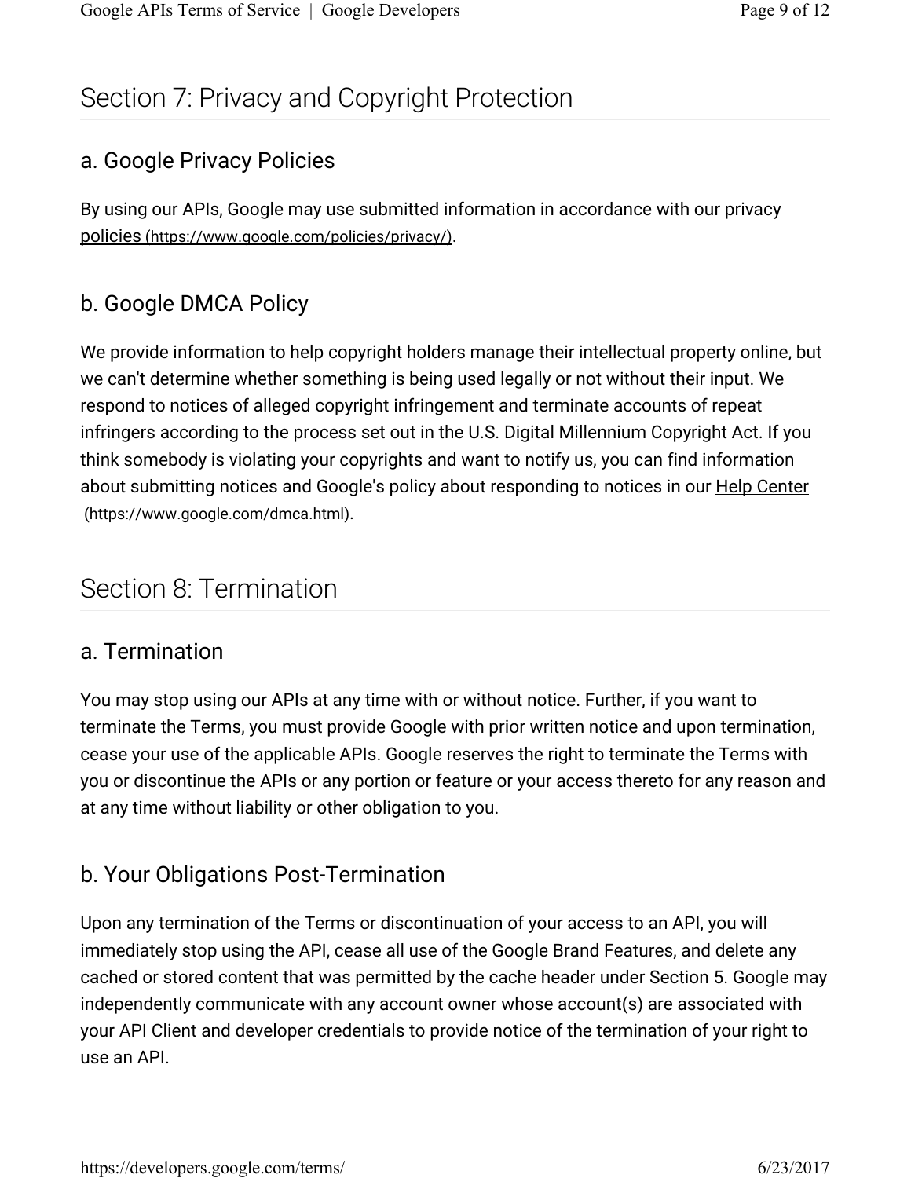## Section 7: Privacy and Copyright Protection

### a. Google Privacy Policies

By using our APIs, Google may use submitted information in accordance with our privacy policies (https://www.google.com/policies/privacy/).

### b. Google DMCA Policy

We provide information to help copyright holders manage their intellectual property online, but we can't determine whether something is being used legally or not without their input. We respond to notices of alleged copyright infringement and terminate accounts of repeat infringers according to the process set out in the U.S. Digital Millennium Copyright Act. If you think somebody is violating your copyrights and want to notify us, you can find information about submitting notices and Google's policy about responding to notices in our Help Center (https://www.google.com/dmca.html).

## Section 8: Termination

### a. Termination

You may stop using our APIs at any time with or without notice. Further, if you want to terminate the Terms, you must provide Google with prior written notice and upon termination, cease your use of the applicable APIs. Google reserves the right to terminate the Terms with you or discontinue the APIs or any portion or feature or your access thereto for any reason and at any time without liability or other obligation to you.

### b. Your Obligations Post-Termination

Upon any termination of the Terms or discontinuation of your access to an API, you will immediately stop using the API, cease all use of the Google Brand Features, and delete any cached or stored content that was permitted by the cache header under Section 5. Google may independently communicate with any account owner whose account(s) are associated with your API Client and developer credentials to provide notice of the termination of your right to use an API.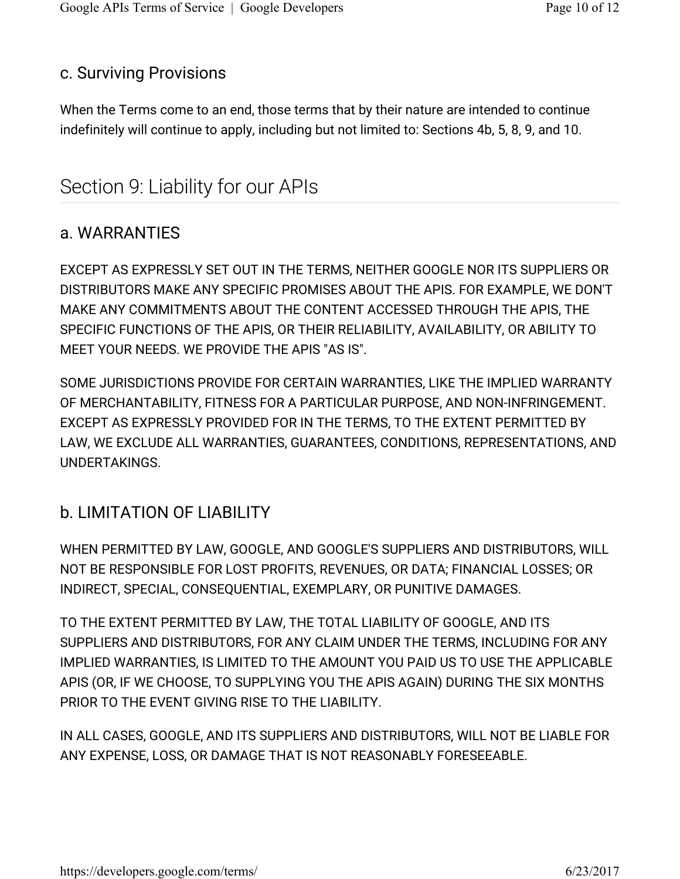### c. Surviving Provisions

When the Terms come to an end, those terms that by their nature are intended to continue indefinitely will continue to apply, including but not limited to: Sections 4b, 5, 8, 9, and 10.

## Section 9: Liability for our APIs

### a. WARRANTIES

EXCEPT AS EXPRESSLY SET OUT IN THE TERMS, NEITHER GOOGLE NOR ITS SUPPLIERS OR DISTRIBUTORS MAKE ANY SPECIFIC PROMISES ABOUT THE APIS. FOR EXAMPLE, WE DON'T MAKE ANY COMMITMENTS ABOUT THE CONTENT ACCESSED THROUGH THE APIS, THE SPECIFIC FUNCTIONS OF THE APIS, OR THEIR RELIABILITY, AVAILABILITY, OR ABILITY TO MEET YOUR NEEDS. WE PROVIDE THE APIS "AS IS".

SOME JURISDICTIONS PROVIDE FOR CERTAIN WARRANTIES, LIKE THE IMPLIED WARRANTY OF MERCHANTABILITY, FITNESS FOR A PARTICULAR PURPOSE, AND NON-INFRINGEMENT. EXCEPT AS EXPRESSLY PROVIDED FOR IN THE TERMS, TO THE EXTENT PERMITTED BY LAW, WE EXCLUDE ALL WARRANTIES, GUARANTEES, CONDITIONS, REPRESENTATIONS, AND UNDERTAKINGS.

### b. LIMITATION OF LIABILITY

WHEN PERMITTED BY LAW, GOOGLE, AND GOOGLE'S SUPPLIERS AND DISTRIBUTORS, WILL NOT BE RESPONSIBLE FOR LOST PROFITS, REVENUES, OR DATA; FINANCIAL LOSSES; OR INDIRECT, SPECIAL, CONSEQUENTIAL, EXEMPLARY, OR PUNITIVE DAMAGES.

TO THE EXTENT PERMITTED BY LAW, THE TOTAL LIABILITY OF GOOGLE, AND ITS SUPPLIERS AND DISTRIBUTORS, FOR ANY CLAIM UNDER THE TERMS, INCLUDING FOR ANY IMPLIED WARRANTIES, IS LIMITED TO THE AMOUNT YOU PAID US TO USE THE APPLICABLE APIS (OR, IF WE CHOOSE, TO SUPPLYING YOU THE APIS AGAIN) DURING THE SIX MONTHS PRIOR TO THE EVENT GIVING RISE TO THE LIABILITY.

IN ALL CASES, GOOGLE, AND ITS SUPPLIERS AND DISTRIBUTORS, WILL NOT BE LIABLE FOR ANY EXPENSE, LOSS, OR DAMAGE THAT IS NOT REASONABLY FORESEEABLE.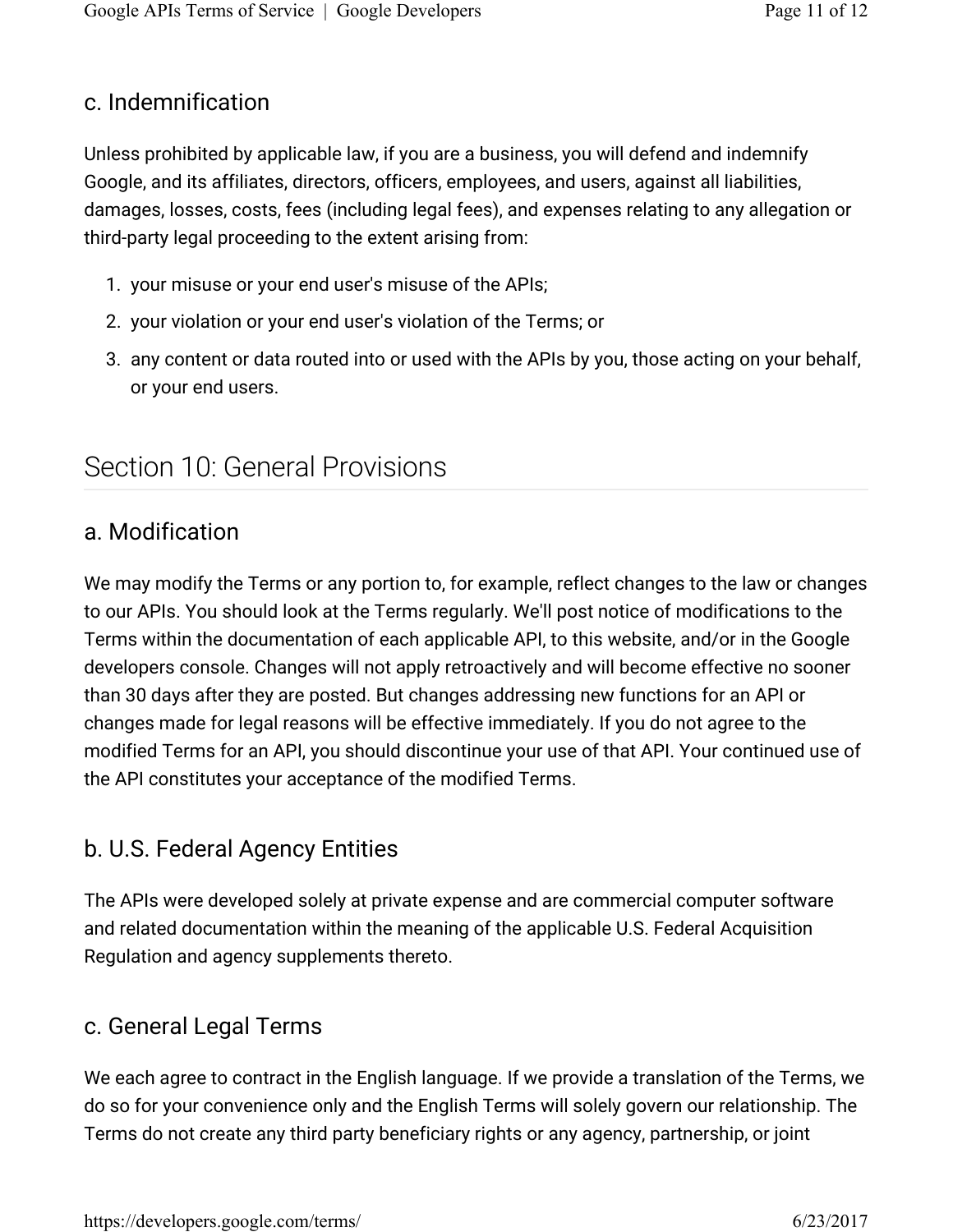### c. Indemnification

Unless prohibited by applicable law, if you are a business, you will defend and indemnify Google, and its affiliates, directors, officers, employees, and users, against all liabilities, damages, losses, costs, fees (including legal fees), and expenses relating to any allegation or third-party legal proceeding to the extent arising from:

1. your misuse or your end user's misuse of the APIs;
2. your violation or your end user's violation of the Terms; or
3. any content or data routed into or used with the APIs by you, those acting on your behalf, or your end users.

## Section 10: General Provisions

### a. Modification

We may modify the Terms or any portion to, for example, reflect changes to the law or changes to our APIs. You should look at the Terms regularly. We'll post notice of modifications to the Terms within the documentation of each applicable API, to this website, and/or in the Google developers console. Changes will not apply retroactively and will become effective no sooner than 30 days after they are posted. But changes addressing new functions for an API or changes made for legal reasons will be effective immediately. If you do not agree to the modified Terms for an API, you should discontinue your use of that API. Your continued use of the API constitutes your acceptance of the modified Terms.

### b. U.S. Federal Agency Entities

The APIs were developed solely at private expense and are commercial computer software and related documentation within the meaning of the applicable U.S. Federal Acquisition Regulation and agency supplements thereto.

### c. General Legal Terms

We each agree to contract in the English language. If we provide a translation of the Terms, we do so for your convenience only and the English Terms will solely govern our relationship. The Terms do not create any third party beneficiary rights or any agency, partnership, or joint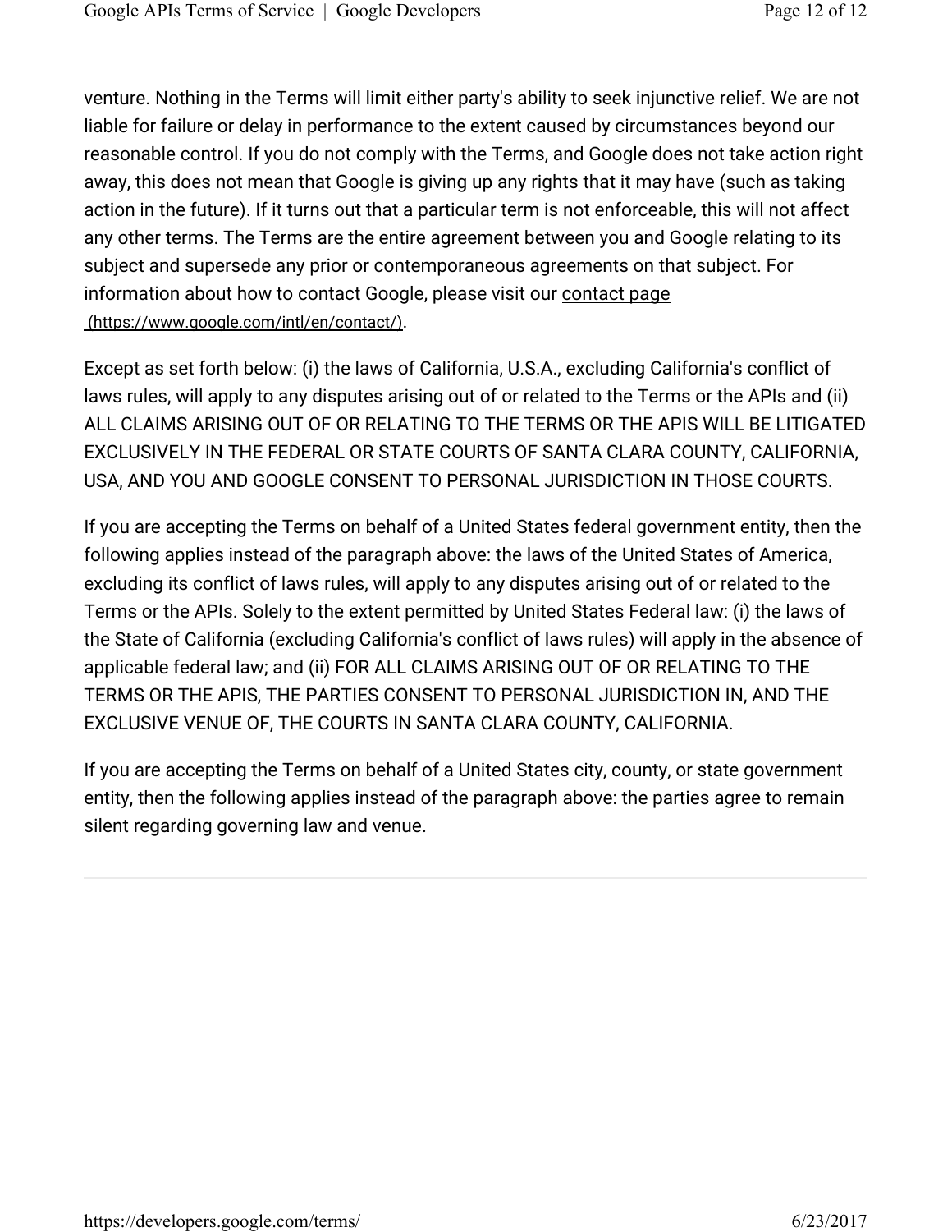venture. Nothing in the Terms will limit either party's ability to seek injunctive relief. We are not liable for failure or delay in performance to the extent caused by circumstances beyond our reasonable control. If you do not comply with the Terms, and Google does not take action right away, this does not mean that Google is giving up any rights that it may have (such as taking action in the future). If it turns out that a particular term is not enforceable, this will not affect any other terms. The Terms are the entire agreement between you and Google relating to its subject and supersede any prior or contemporaneous agreements on that subject. For information about how to contact Google, please visit our contact page (https://www.google.com/intl/en/contact/).

Except as set forth below: (i) the laws of California, U.S.A., excluding California's conflict of laws rules, will apply to any disputes arising out of or related to the Terms or the APIs and (ii) ALL CLAIMS ARISING OUT OF OR RELATING TO THE TERMS OR THE APIS WILL BE LITIGATED EXCLUSIVELY IN THE FEDERAL OR STATE COURTS OF SANTA CLARA COUNTY, CALIFORNIA, USA, AND YOU AND GOOGLE CONSENT TO PERSONAL JURISDICTION IN THOSE COURTS.

If you are accepting the Terms on behalf of a United States federal government entity, then the following applies instead of the paragraph above: the laws of the United States of America, excluding its conflict of laws rules, will apply to any disputes arising out of or related to the Terms or the APIs. Solely to the extent permitted by United States Federal law: (i) the laws of the State of California (excluding California's conflict of laws rules) will apply in the absence of applicable federal law; and (ii) FOR ALL CLAIMS ARISING OUT OF OR RELATING TO THE TERMS OR THE APIS, THE PARTIES CONSENT TO PERSONAL JURISDICTION IN, AND THE EXCLUSIVE VENUE OF, THE COURTS IN SANTA CLARA COUNTY, CALIFORNIA.

If you are accepting the Terms on behalf of a United States city, county, or state government entity, then the following applies instead of the paragraph above: the parties agree to remain silent regarding governing law and venue.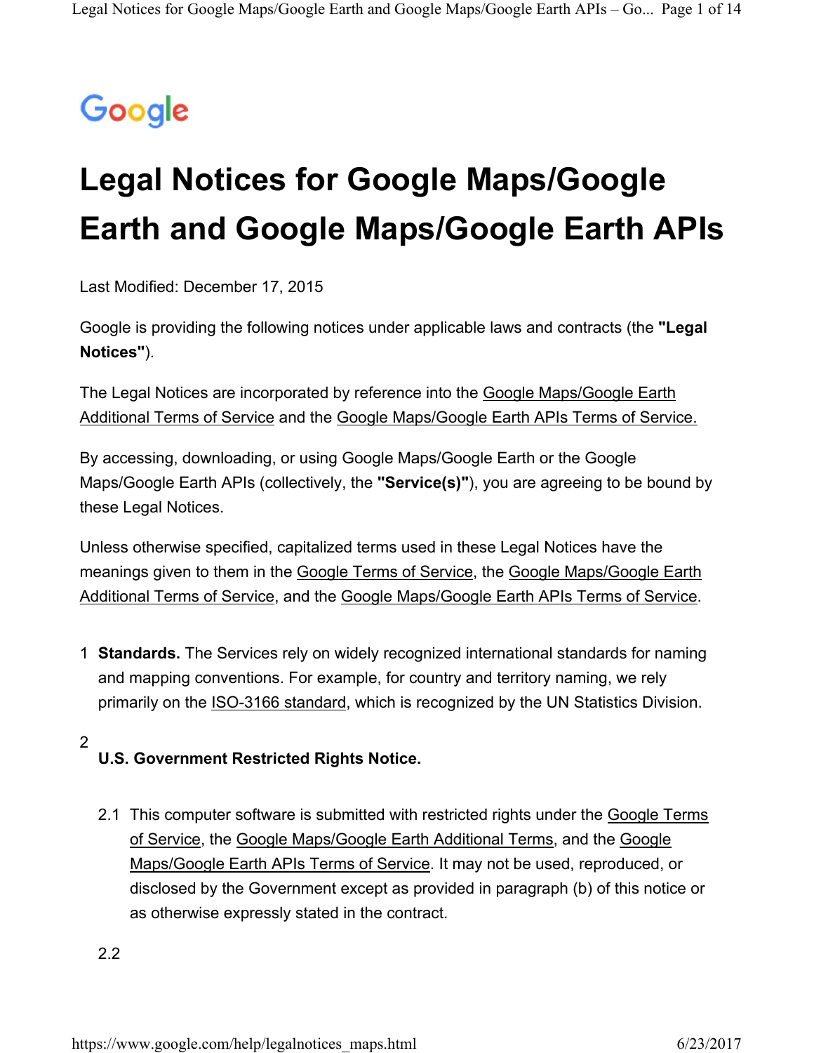Google

# Legal Notices for Google Maps/Google Earth and Google Maps/Google Earth APIs

Last Modified: December 17, 2015

Google is providing the following notices under applicable laws and contracts (the **"Legal Notices"**).

The Legal Notices are incorporated by reference into the Google Maps/Google Earth Additional Terms of Service and the Google Maps/Google Earth APIs Terms of Service.

By accessing, downloading, or using Google Maps/Google Earth or the Google Maps/Google Earth APIs (collectively, the **"Service(s)"**), you are agreeing to be bound by these Legal Notices.

Unless otherwise specified, capitalized terms used in these Legal Notices have the meanings given to them in the Google Terms of Service, the Google Maps/Google Earth Additional Terms of Service, and the Google Maps/Google Earth APIs Terms of Service.

1 **Standards.** The Services rely on widely recognized international standards for naming and mapping conventions. For example, for country and territory naming, we rely primarily on the ISO-3166 standard, which is recognized by the UN Statistics Division.

2 **U.S. Government Restricted Rights Notice.**

2.1 This computer software is submitted with restricted rights under the Google Terms of Service, the Google Maps/Google Earth Additional Terms, and the Google Maps/Google Earth APIs Terms of Service. It may not be used, reproduced, or disclosed by the Government except as provided in paragraph (b) of this notice or as otherwise expressly stated in the contract.

2.2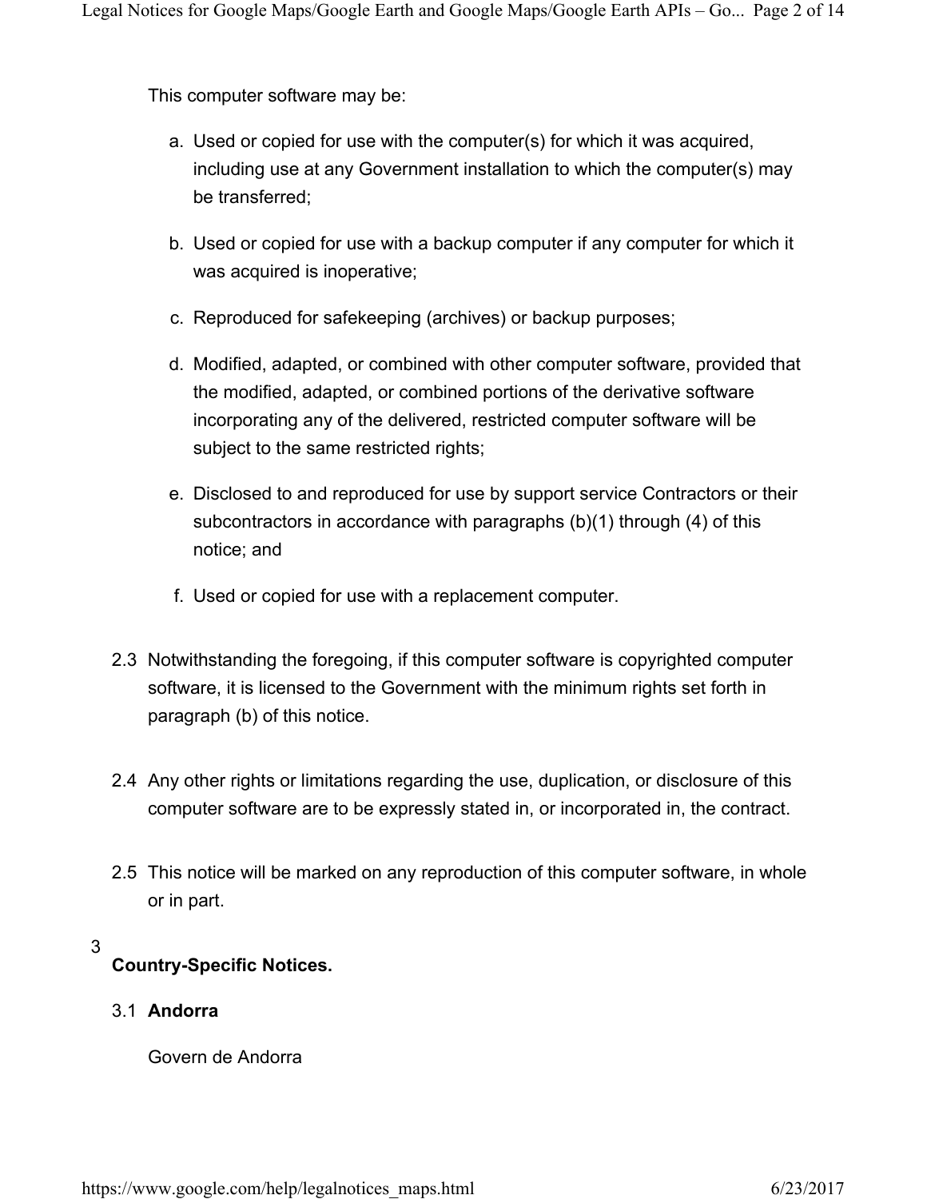This computer software may be:

a. Used or copied for use with the computer(s) for which it was acquired, including use at any Government installation to which the computer(s) may be transferred;

b. Used or copied for use with a backup computer if any computer for which it was acquired is inoperative;

c. Reproduced for safekeeping (archives) or backup purposes;

d. Modified, adapted, or combined with other computer software, provided that the modified, adapted, or combined portions of the derivative software incorporating any of the delivered, restricted computer software will be subject to the same restricted rights;

e. Disclosed to and reproduced for use by support service Contractors or their subcontractors in accordance with paragraphs (b)(1) through (4) of this notice; and

f. Used or copied for use with a replacement computer.

2.3 Notwithstanding the foregoing, if this computer software is copyrighted computer software, it is licensed to the Government with the minimum rights set forth in paragraph (b) of this notice.

2.4 Any other rights or limitations regarding the use, duplication, or disclosure of this computer software are to be expressly stated in, or incorporated in, the contract.

2.5 This notice will be marked on any reproduction of this computer software, in whole or in part.

## 3 Country-Specific Notices.

### 3.1 Andorra

Govern de Andorra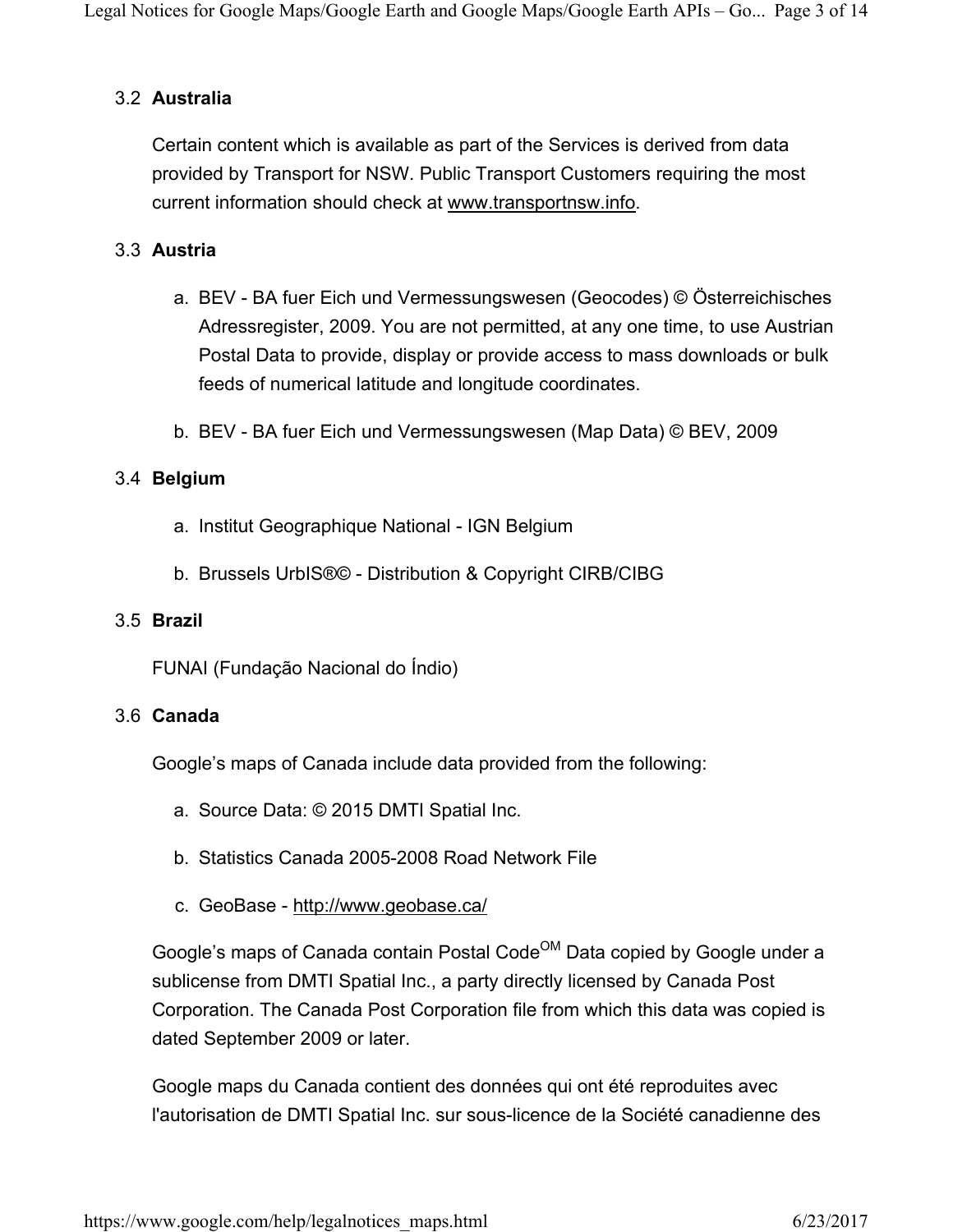### 3.2 Australia

Certain content which is available as part of the Services is derived from data provided by Transport for NSW. Public Transport Customers requiring the most current information should check at www.transportnsw.info.

### 3.3 Austria

a. BEV - BA fuer Eich und Vermessungswesen (Geocodes) © Österreichisches Adressregister, 2009. You are not permitted, at any one time, to use Austrian Postal Data to provide, display or provide access to mass downloads or bulk feeds of numerical latitude and longitude coordinates.

b. BEV - BA fuer Eich und Vermessungswesen (Map Data) © BEV, 2009

### 3.4 Belgium

a. Institut Geographique National - IGN Belgium

b. Brussels UrbIS®© - Distribution & Copyright CIRB/CIBG

### 3.5 Brazil

FUNAI (Fundação Nacional do Índio)

### 3.6 Canada

Google's maps of Canada include data provided from the following:

a. Source Data: © 2015 DMTI Spatial Inc.

b. Statistics Canada 2005-2008 Road Network File

c. GeoBase - http://www.geobase.ca/

Google's maps of Canada contain Postal Code$^{OM}$ Data copied by Google under a sublicense from DMTI Spatial Inc., a party directly licensed by Canada Post Corporation. The Canada Post Corporation file from which this data was copied is dated September 2009 or later.

Google maps du Canada contient des données qui ont été reproduites avec l'autorisation de DMTI Spatial Inc. sur sous-licence de la Société canadienne des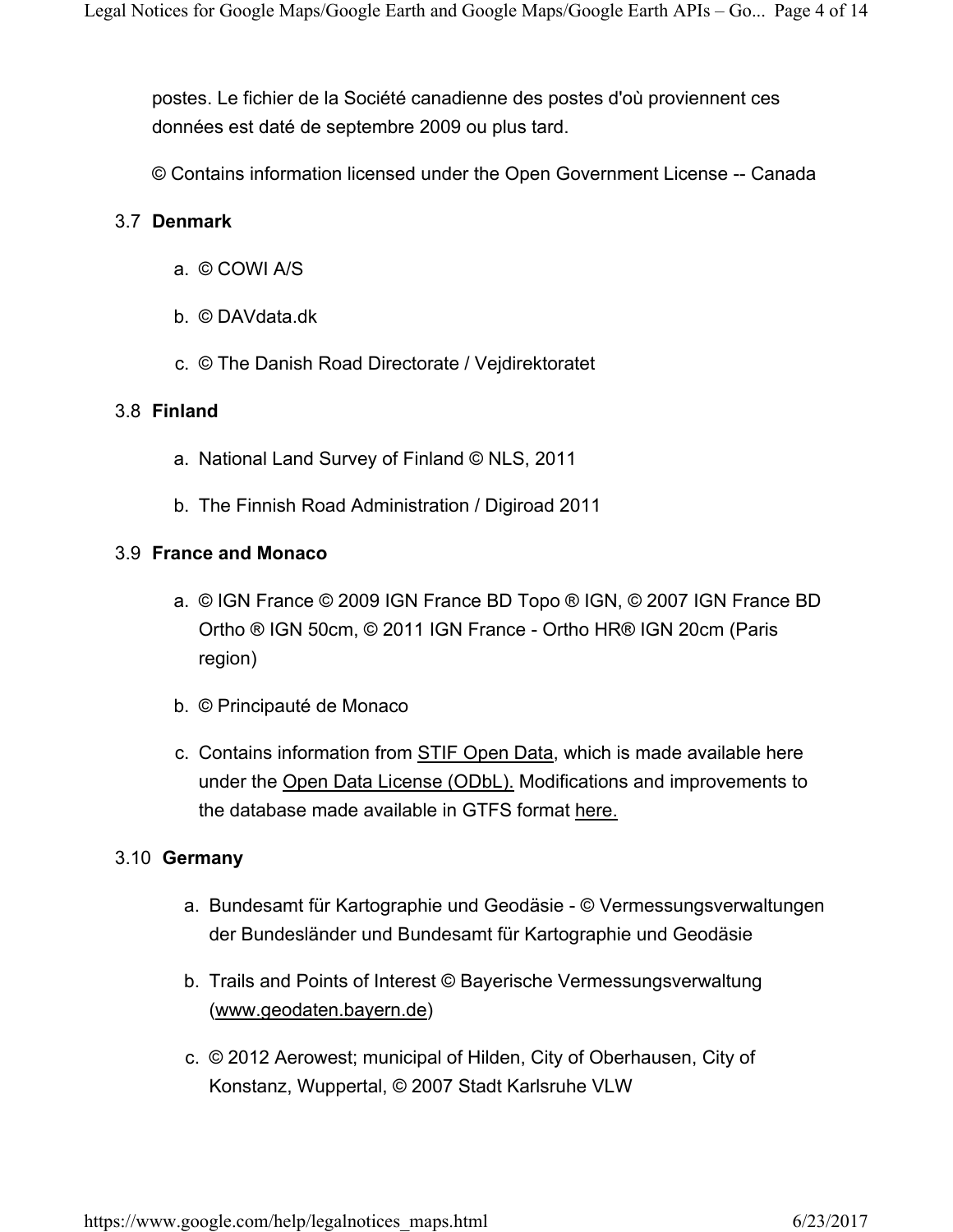postes. Le fichier de la Société canadienne des postes d'où proviennent ces données est daté de septembre 2009 ou plus tard.

© Contains information licensed under the Open Government License -- Canada

### 3.7 Denmark

a. © COWI A/S

b. © DAVdata.dk

c. © The Danish Road Directorate / Vejdirektoratet

### 3.8 Finland

a. National Land Survey of Finland © NLS, 2011

b. The Finnish Road Administration / Digiroad 2011

### 3.9 France and Monaco

a. © IGN France © 2009 IGN France BD Topo ® IGN, © 2007 IGN France BD Ortho ® IGN 50cm, © 2011 IGN France - Ortho HR® IGN 20cm (Paris region)

b. © Principauté de Monaco

c. Contains information from STIF Open Data, which is made available here under the Open Data License (ODbL). Modifications and improvements to the database made available in GTFS format here.

### 3.10 Germany

a. Bundesamt für Kartographie und Geodäsie - © Vermessungsverwaltungen der Bundesländer und Bundesamt für Kartographie und Geodäsie

b. Trails and Points of Interest © Bayerische Vermessungsverwaltung (www.geodaten.bayern.de)

c. © 2012 Aerowest; municipal of Hilden, City of Oberhausen, City of Konstanz, Wuppertal, © 2007 Stadt Karlsruhe VLW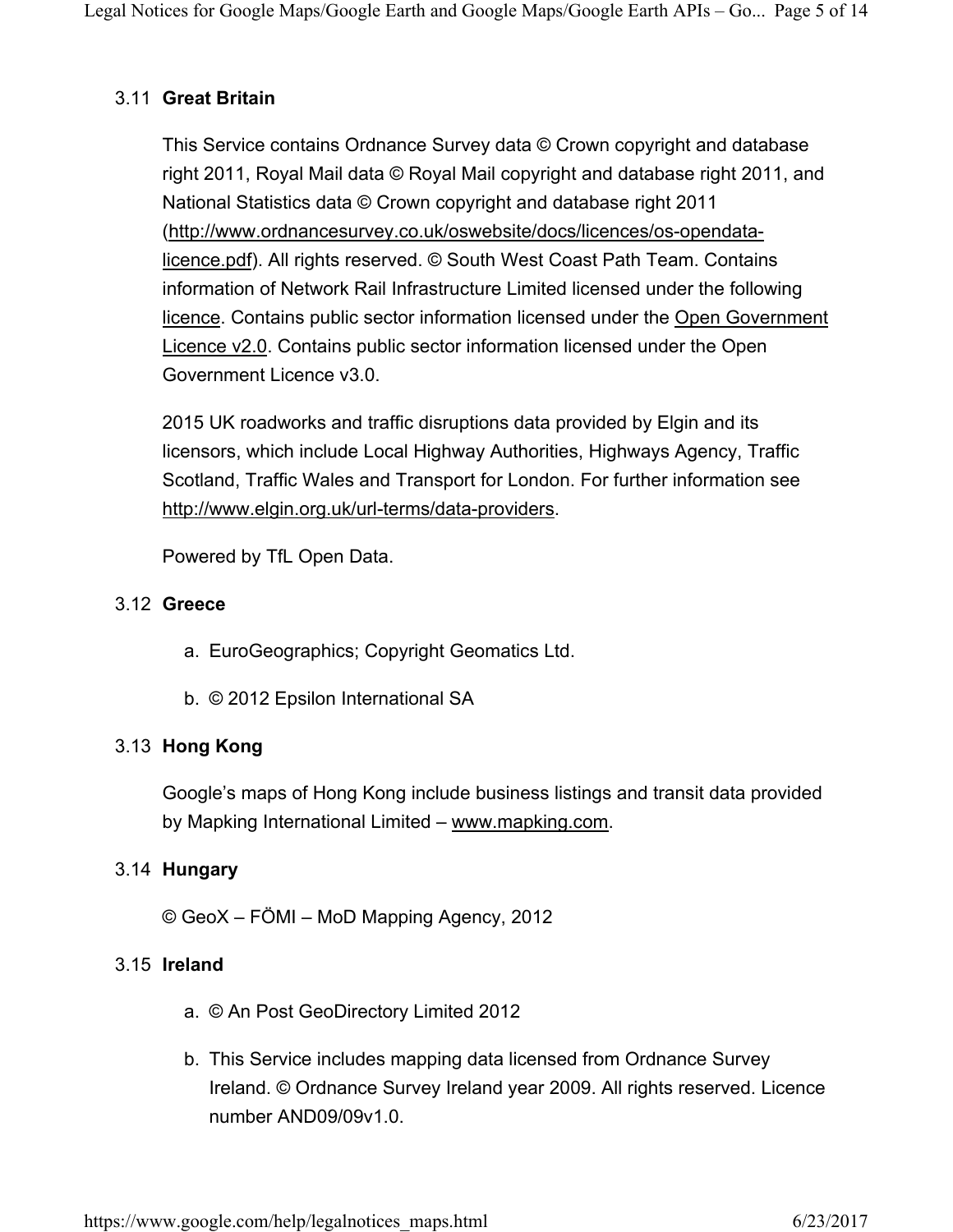### 3.11 **Great Britain**

This Service contains Ordnance Survey data © Crown copyright and database right 2011, Royal Mail data © Royal Mail copyright and database right 2011, and National Statistics data © Crown copyright and database right 2011 (http://www.ordnancesurvey.co.uk/oswebsite/docs/licences/os-opendata-licence.pdf). All rights reserved. © South West Coast Path Team. Contains information of Network Rail Infrastructure Limited licensed under the following licence. Contains public sector information licensed under the Open Government Licence v2.0. Contains public sector information licensed under the Open Government Licence v3.0.

2015 UK roadworks and traffic disruptions data provided by Elgin and its licensors, which include Local Highway Authorities, Highways Agency, Traffic Scotland, Traffic Wales and Transport for London. For further information see http://www.elgin.org.uk/url-terms/data-providers.

Powered by TfL Open Data.

### 3.12 **Greece**

a. EuroGeographics; Copyright Geomatics Ltd.

b. © 2012 Epsilon International SA

### 3.13 **Hong Kong**

Google's maps of Hong Kong include business listings and transit data provided by Mapking International Limited – www.mapking.com.

### 3.14 **Hungary**

© GeoX – FÖMI – MoD Mapping Agency, 2012

### 3.15 **Ireland**

a. © An Post GeoDirectory Limited 2012

b. This Service includes mapping data licensed from Ordnance Survey Ireland. © Ordnance Survey Ireland year 2009. All rights reserved. Licence number AND09/09v1.0.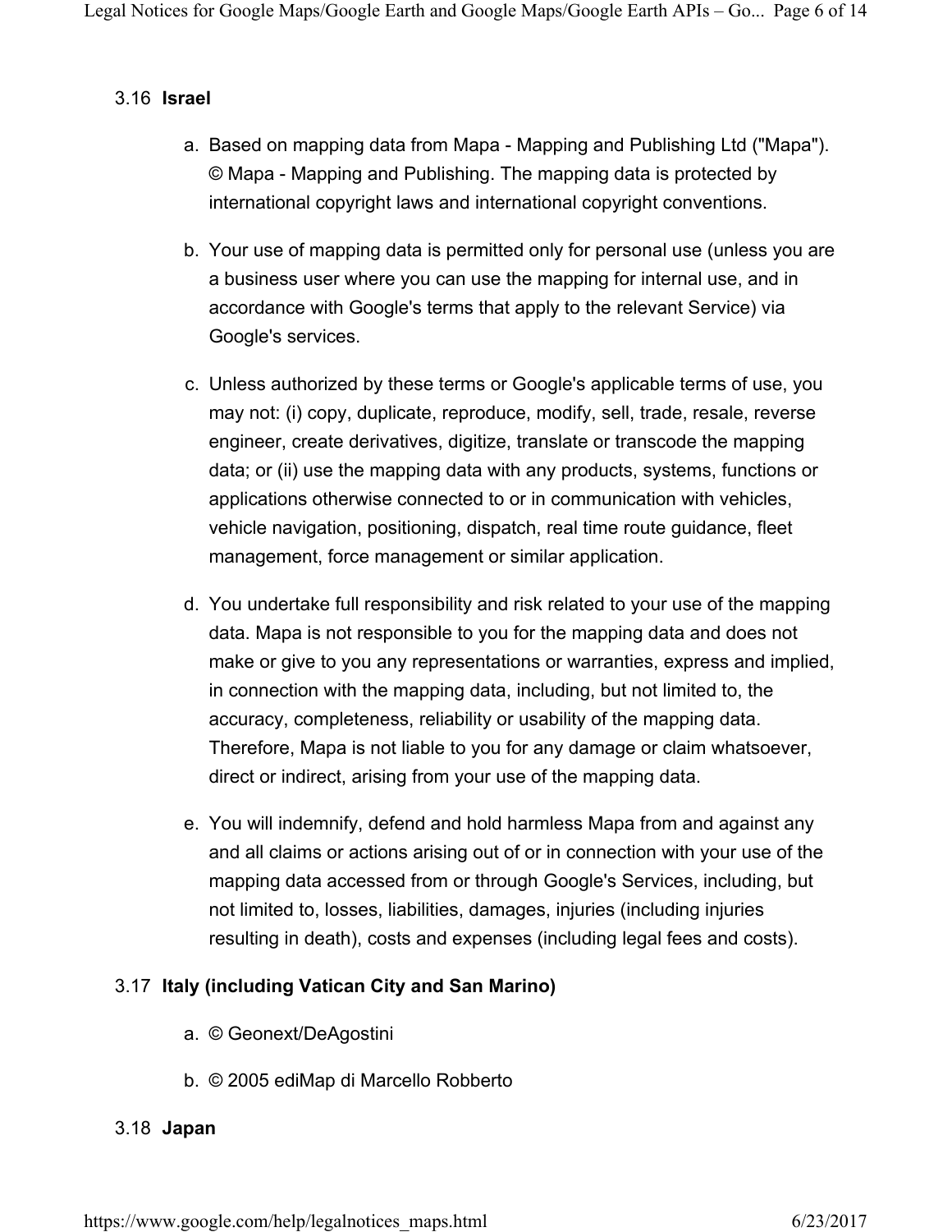### 3.16 **Israel**

a. Based on mapping data from Mapa - Mapping and Publishing Ltd ("Mapa"). © Mapa - Mapping and Publishing. The mapping data is protected by international copyright laws and international copyright conventions.

b. Your use of mapping data is permitted only for personal use (unless you are a business user where you can use the mapping for internal use, and in accordance with Google's terms that apply to the relevant Service) via Google's services.

c. Unless authorized by these terms or Google's applicable terms of use, you may not: (i) copy, duplicate, reproduce, modify, sell, trade, resale, reverse engineer, create derivatives, digitize, translate or transcode the mapping data; or (ii) use the mapping data with any products, systems, functions or applications otherwise connected to or in communication with vehicles, vehicle navigation, positioning, dispatch, real time route guidance, fleet management, force management or similar application.

d. You undertake full responsibility and risk related to your use of the mapping data. Mapa is not responsible to you for the mapping data and does not make or give to you any representations or warranties, express and implied, in connection with the mapping data, including, but not limited to, the accuracy, completeness, reliability or usability of the mapping data. Therefore, Mapa is not liable to you for any damage or claim whatsoever, direct or indirect, arising from your use of the mapping data.

e. You will indemnify, defend and hold harmless Mapa from and against any and all claims or actions arising out of or in connection with your use of the mapping data accessed from or through Google's Services, including, but not limited to, losses, liabilities, damages, injuries (including injuries resulting in death), costs and expenses (including legal fees and costs).

### 3.17 **Italy (including Vatican City and San Marino)**

a. © Geonext/DeAgostini

b. © 2005 ediMap di Marcello Robberto

### 3.18 **Japan**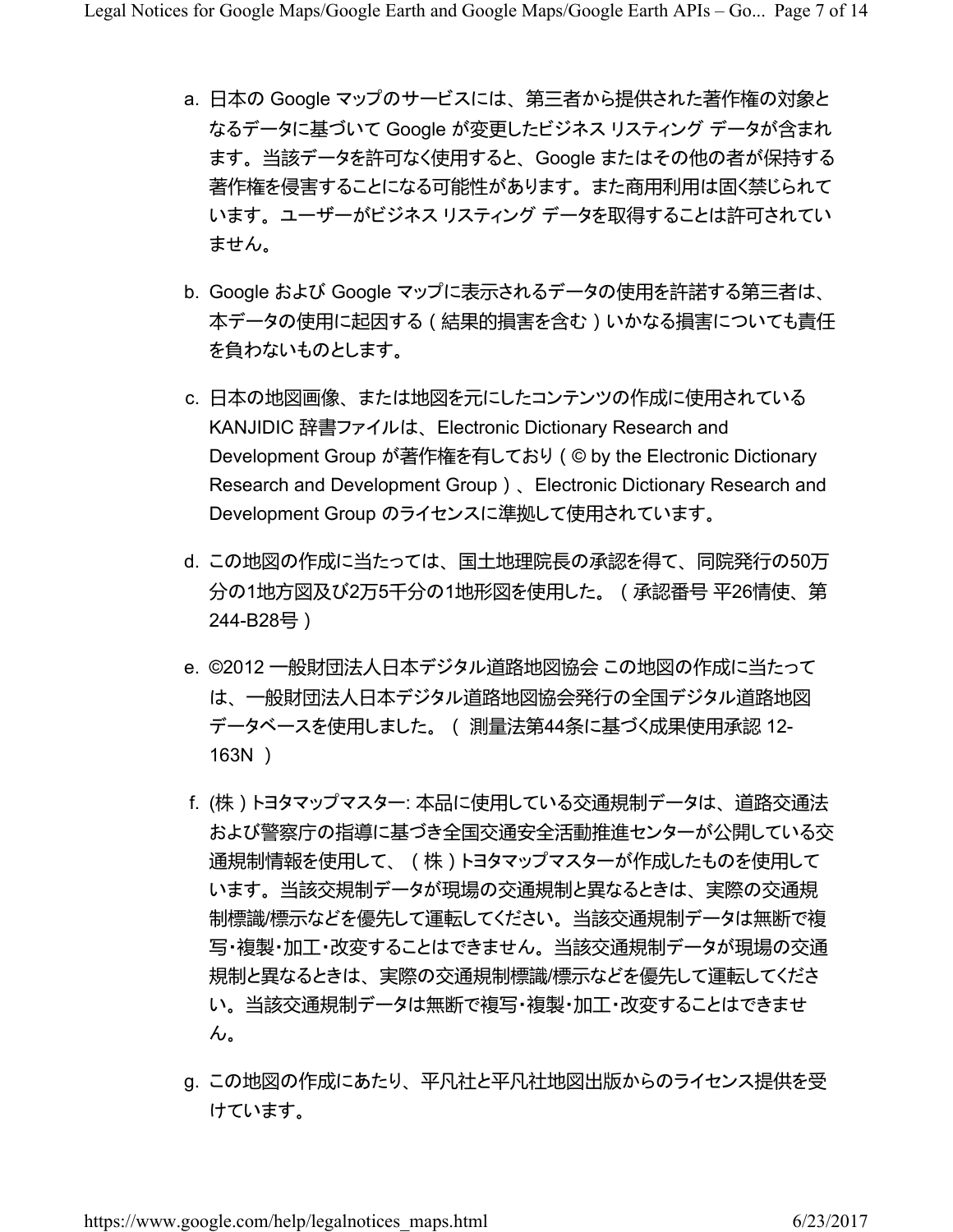a. 日本の Google マップのサービスには、第三者から提供された著作権の対象となるデータに基づいて Google が変更したビジネス リスティング データが含まれます。当該データを許可なく使用すると、Google またはその他の者が保持する著作権を侵害することになる可能性があります。また商用利用は固く禁じられています。ユーザーがビジネス リスティング データを取得することは許可されていません。

b. Google および Google マップに表示されるデータの使用を許諾する第三者は、本データの使用に起因する（結果的損害を含む）いかなる損害についても責任を負わないものとします。

c. 日本の地図画像、または地図を元にしたコンテンツの作成に使用されている KANJIDIC 辞書ファイルは、Electronic Dictionary Research and Development Group が著作権を有しており（© by the Electronic Dictionary Research and Development Group）、Electronic Dictionary Research and Development Group のライセンスに準拠して使用されています。

d. この地図の作成に当たっては、国土地理院長の承認を得て、同院発行の50万分の1地方図及び2万5千分の1地形図を使用した。（承認番号 平26情使、第244-B28号）

e. ©2012 一般財団法人日本デジタル道路地図協会 この地図の作成に当たっては、一般財団法人日本デジタル道路地図協会発行の全国デジタル道路地図データベースを使用しました。（ 測量法第44条に基づく成果使用承認 12-163N ）

f. (株）トヨタマップマスター: 本品に使用している交通規制データは、道路交通法および警察庁の指導に基づき全国交通安全活動推進センターが公開している交通規制情報を使用して、（株）トヨタマップマスターが作成したものを使用しています。当該交規制データが現場の交通規制と異なるときは、実際の交通規制標識/標示などを優先して運転してください。当該交通規制データは無断で複写・複製・加工・改変することはできません。当該交通規制データが現場の交通規制と異なるときは、実際の交通規制標識/標示などを優先して運転してください。当該交通規制データは無断で複写・複製・加工・改変することはできません。

g. この地図の作成にあたり、平凡社と平凡社地図出版からのライセンス提供を受けています。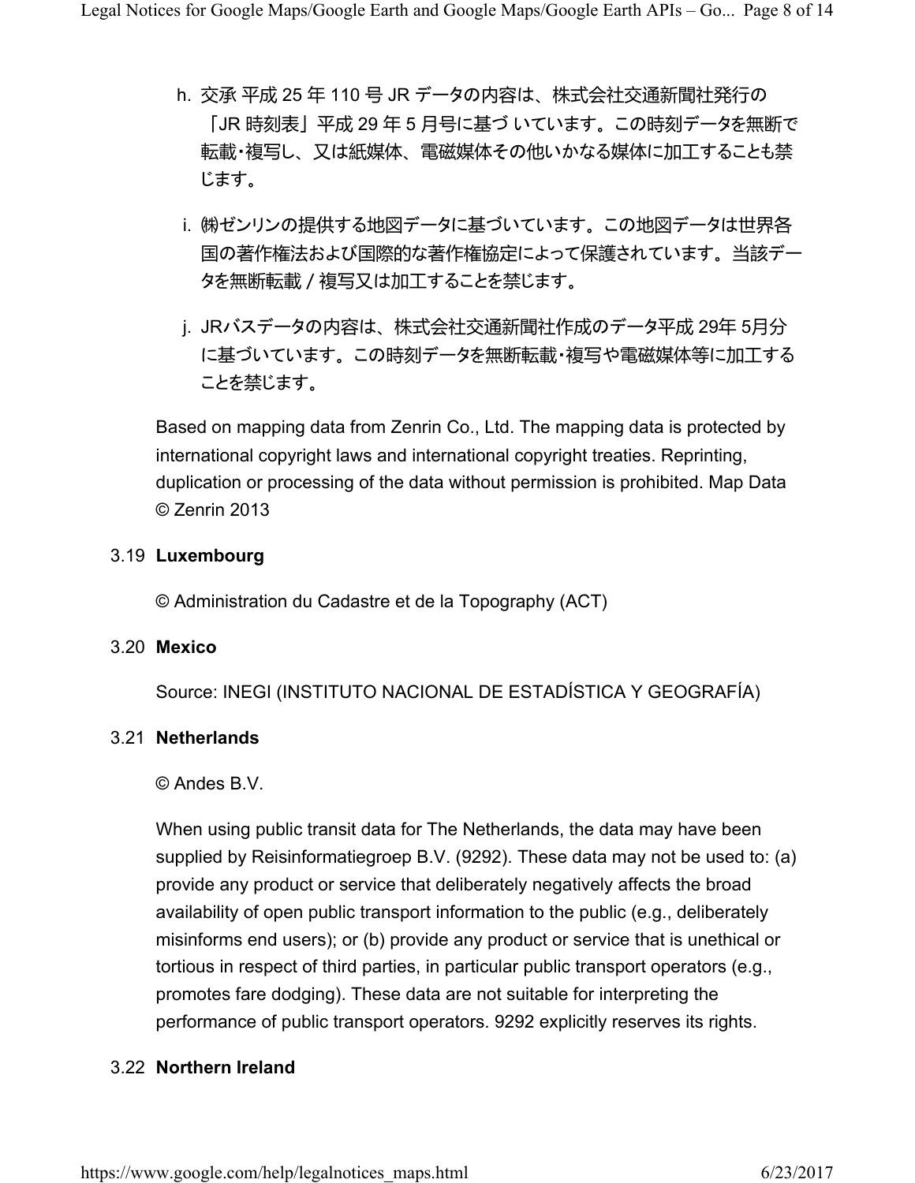h. 交承 平成 25 年 110 号 JR データの内容は、株式会社交通新聞社発行の「JR 時刻表」平成 29 年 5 月号に基づ いています。この時刻データを無断で転載・複写し、又は紙媒体、電磁媒体その他いかなる媒体に加工することも禁じます。

i. ㈱ゼンリンの提供する地図データに基づいています。この地図データは世界各国の著作権法および国際的な著作権協定によって保護されています。当該データを無断転載 / 複写又は加工することを禁じます。

j. JRバスデータの内容は、株式会社交通新聞社作成のデータ平成 29年 5月分に基づいています。この時刻データを無断転載・複写や電磁媒体等に加工することを禁じます。

Based on mapping data from Zenrin Co., Ltd. The mapping data is protected by international copyright laws and international copyright treaties. Reprinting, duplication or processing of the data without permission is prohibited. Map Data © Zenrin 2013

3.19 **Luxembourg**

© Administration du Cadastre et de la Topography (ACT)

3.20 **Mexico**

Source: INEGI (INSTITUTO NACIONAL DE ESTADÍSTICA Y GEOGRAFÍA)

3.21 **Netherlands**

© Andes B.V.

When using public transit data for The Netherlands, the data may have been supplied by Reisinformatiegroep B.V. (9292). These data may not be used to: (a) provide any product or service that deliberately negatively affects the broad availability of open public transport information to the public (e.g., deliberately misinforms end users); or (b) provide any product or service that is unethical or tortious in respect of third parties, in particular public transport operators (e.g., promotes fare dodging). These data are not suitable for interpreting the performance of public transport operators. 9292 explicitly reserves its rights.

3.22 **Northern Ireland**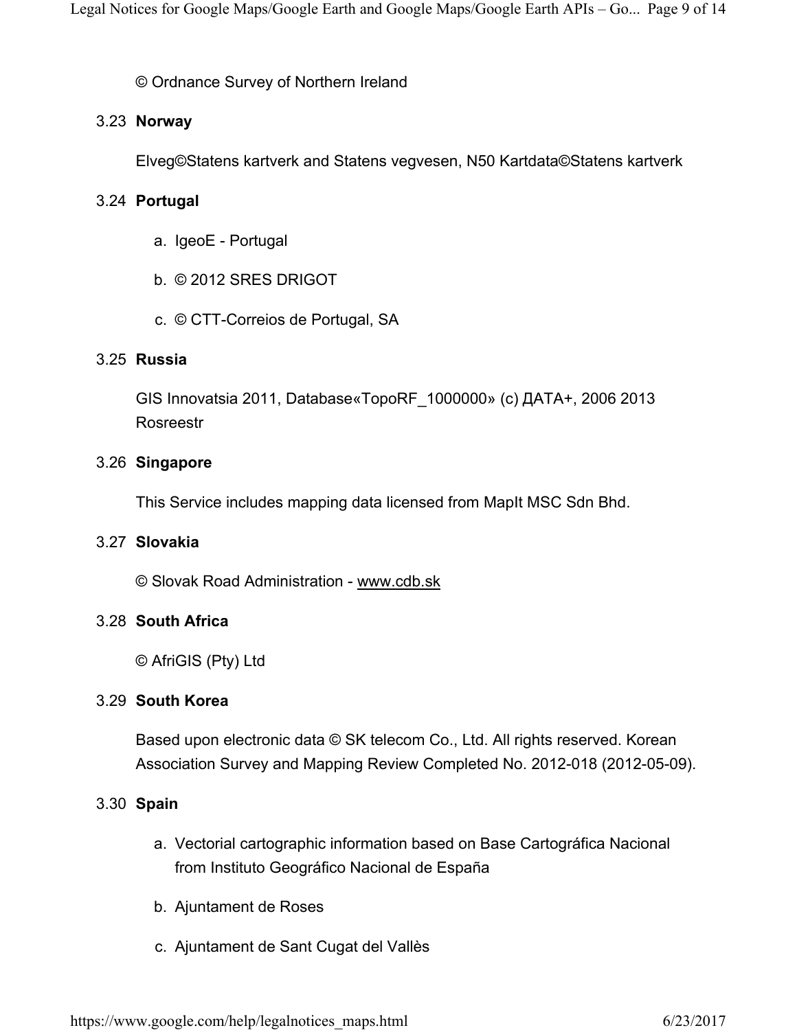© Ordnance Survey of Northern Ireland

### 3.23 Norway

Elveg©Statens kartverk and Statens vegvesen, N50 Kartdata©Statens kartverk

### 3.24 Portugal

a. IgeoE - Portugal

b. © 2012 SRES DRIGOT

c. © CTT-Correios de Portugal, SA

### 3.25 Russia

GIS Innovatsia 2011, Database«TopoRF_1000000» (c) ДАТА+, 2006 2013 Rosreestr

### 3.26 Singapore

This Service includes mapping data licensed from MapIt MSC Sdn Bhd.

### 3.27 Slovakia

© Slovak Road Administration - www.cdb.sk

### 3.28 South Africa

© AfriGIS (Pty) Ltd

### 3.29 South Korea

Based upon electronic data © SK telecom Co., Ltd. All rights reserved. Korean Association Survey and Mapping Review Completed No. 2012-018 (2012-05-09).

### 3.30 Spain

a. Vectorial cartographic information based on Base Cartográfica Nacional from Instituto Geográfico Nacional de España

b. Ajuntament de Roses

c. Ajuntament de Sant Cugat del Vallès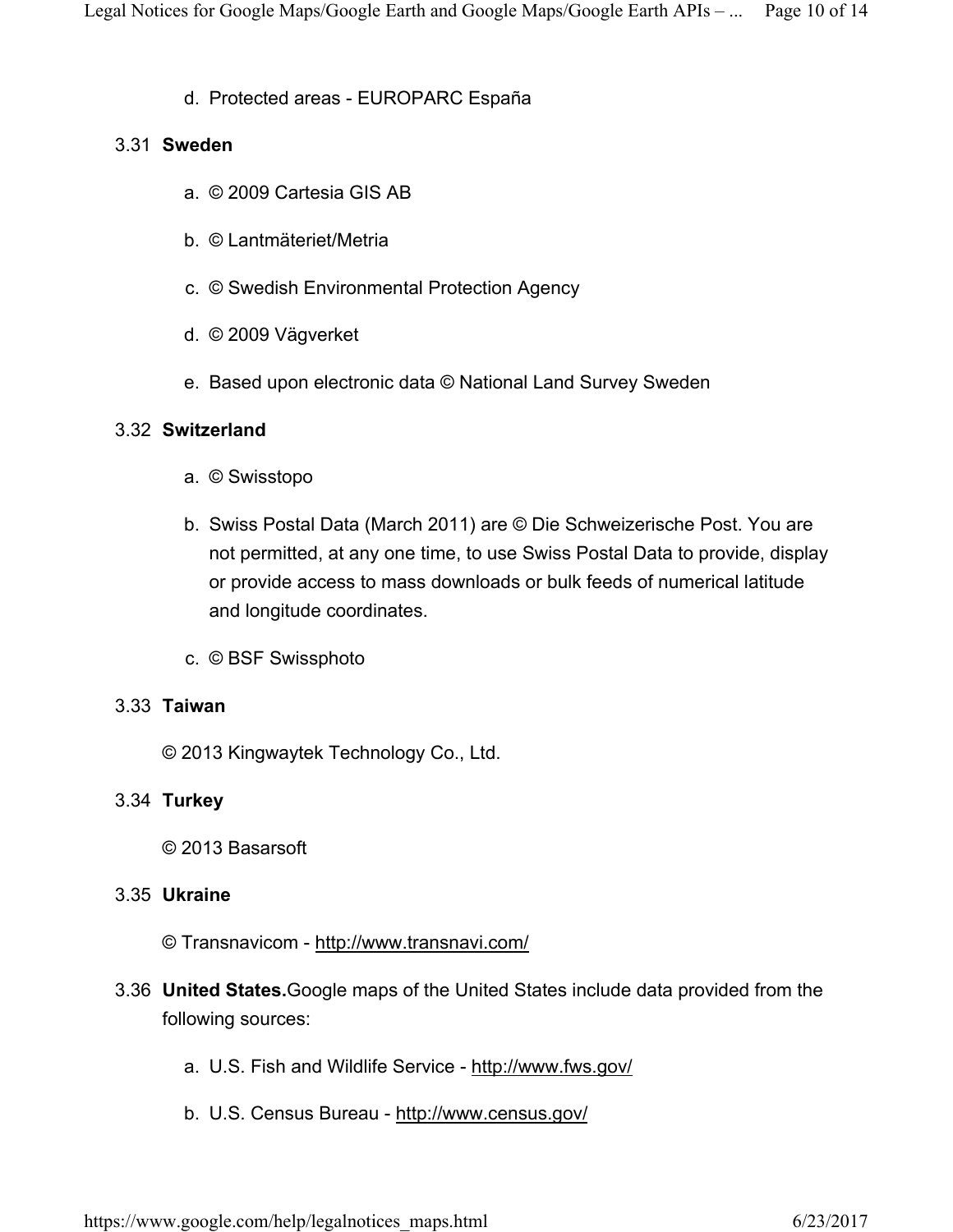d. Protected areas - EUROPARC España

### 3.31 Sweden

a. © 2009 Cartesia GIS AB

b. © Lantmäteriet/Metria

c. © Swedish Environmental Protection Agency

d. © 2009 Vägverket

e. Based upon electronic data © National Land Survey Sweden

### 3.32 Switzerland

a. © Swisstopo

b. Swiss Postal Data (March 2011) are © Die Schweizerische Post. You are not permitted, at any one time, to use Swiss Postal Data to provide, display or provide access to mass downloads or bulk feeds of numerical latitude and longitude coordinates.

c. © BSF Swissphoto

### 3.33 Taiwan

© 2013 Kingwaytek Technology Co., Ltd.

### 3.34 Turkey

© 2013 Basarsoft

### 3.35 Ukraine

© Transnavicom - http://www.transnavi.com/

3.36 **United States.** Google maps of the United States include data provided from the following sources:

a. U.S. Fish and Wildlife Service - http://www.fws.gov/

b. U.S. Census Bureau - http://www.census.gov/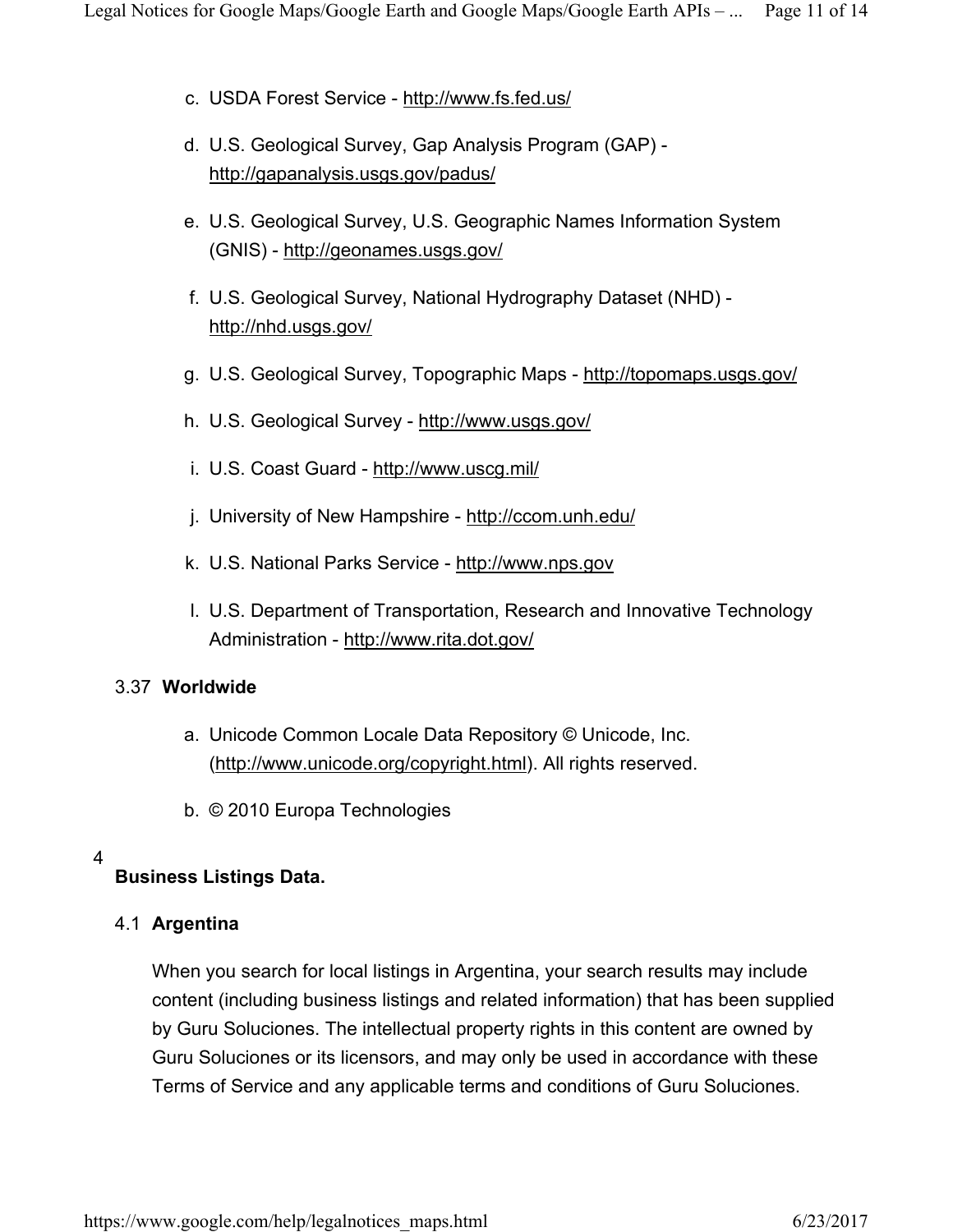c. USDA Forest Service - http://www.fs.fed.us/

d. U.S. Geological Survey, Gap Analysis Program (GAP) - http://gapanalysis.usgs.gov/padus/

e. U.S. Geological Survey, U.S. Geographic Names Information System (GNIS) - http://geonames.usgs.gov/

f. U.S. Geological Survey, National Hydrography Dataset (NHD) - http://nhd.usgs.gov/

g. U.S. Geological Survey, Topographic Maps - http://topomaps.usgs.gov/

h. U.S. Geological Survey - http://www.usgs.gov/

i. U.S. Coast Guard - http://www.uscg.mil/

j. University of New Hampshire - http://ccom.unh.edu/

k. U.S. National Parks Service - http://www.nps.gov

l. U.S. Department of Transportation, Research and Innovative Technology Administration - http://www.rita.dot.gov/

### 3.37 Worldwide

a. Unicode Common Locale Data Repository © Unicode, Inc. (http://www.unicode.org/copyright.html). All rights reserved.

b. © 2010 Europa Technologies

## 4 Business Listings Data.

### 4.1 Argentina

When you search for local listings in Argentina, your search results may include content (including business listings and related information) that has been supplied by Guru Soluciones. The intellectual property rights in this content are owned by Guru Soluciones or its licensors, and may only be used in accordance with these Terms of Service and any applicable terms and conditions of Guru Soluciones.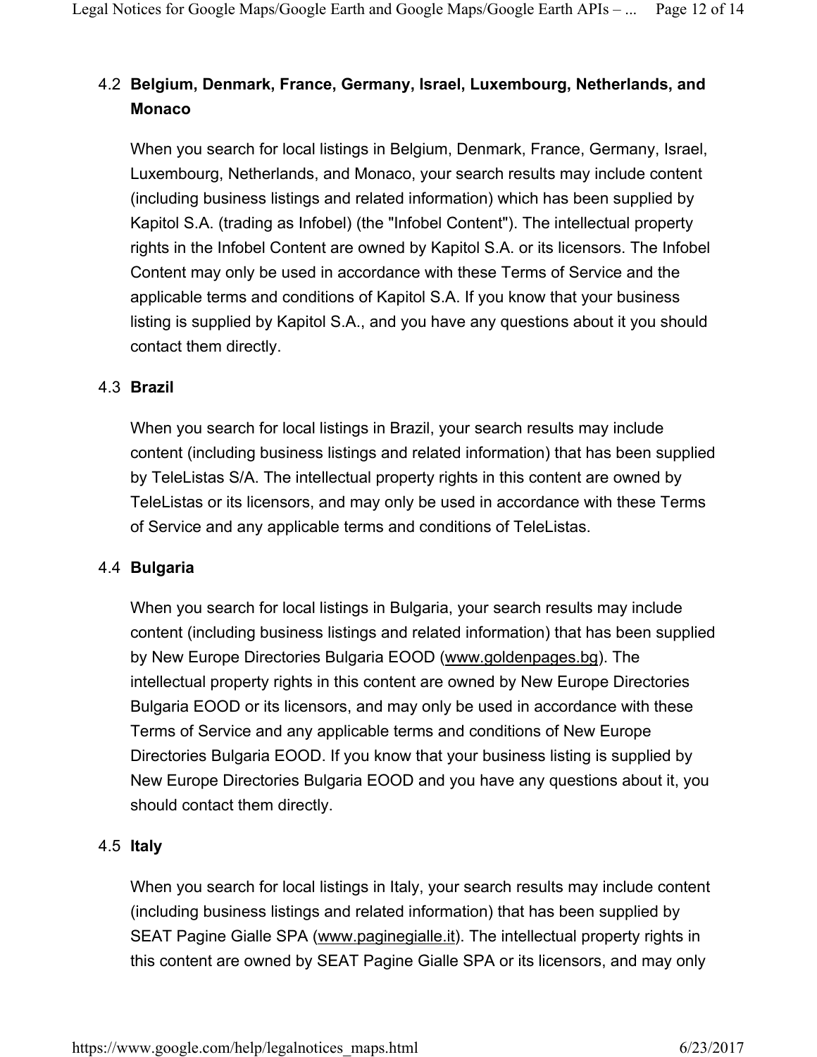### 4.2 Belgium, Denmark, France, Germany, Israel, Luxembourg, Netherlands, and Monaco

When you search for local listings in Belgium, Denmark, France, Germany, Israel, Luxembourg, Netherlands, and Monaco, your search results may include content (including business listings and related information) which has been supplied by Kapitol S.A. (trading as Infobel) (the "Infobel Content"). The intellectual property rights in the Infobel Content are owned by Kapitol S.A. or its licensors. The Infobel Content may only be used in accordance with these Terms of Service and the applicable terms and conditions of Kapitol S.A. If you know that your business listing is supplied by Kapitol S.A., and you have any questions about it you should contact them directly.

### 4.3 Brazil

When you search for local listings in Brazil, your search results may include content (including business listings and related information) that has been supplied by TeleListas S/A. The intellectual property rights in this content are owned by TeleListas or its licensors, and may only be used in accordance with these Terms of Service and any applicable terms and conditions of TeleListas.

### 4.4 Bulgaria

When you search for local listings in Bulgaria, your search results may include content (including business listings and related information) that has been supplied by New Europe Directories Bulgaria EOOD (www.goldenpages.bg). The intellectual property rights in this content are owned by New Europe Directories Bulgaria EOOD or its licensors, and may only be used in accordance with these Terms of Service and any applicable terms and conditions of New Europe Directories Bulgaria EOOD. If you know that your business listing is supplied by New Europe Directories Bulgaria EOOD and you have any questions about it, you should contact them directly.

### 4.5 Italy

When you search for local listings in Italy, your search results may include content (including business listings and related information) that has been supplied by SEAT Pagine Gialle SPA (www.paginegialle.it). The intellectual property rights in this content are owned by SEAT Pagine Gialle SPA or its licensors, and may only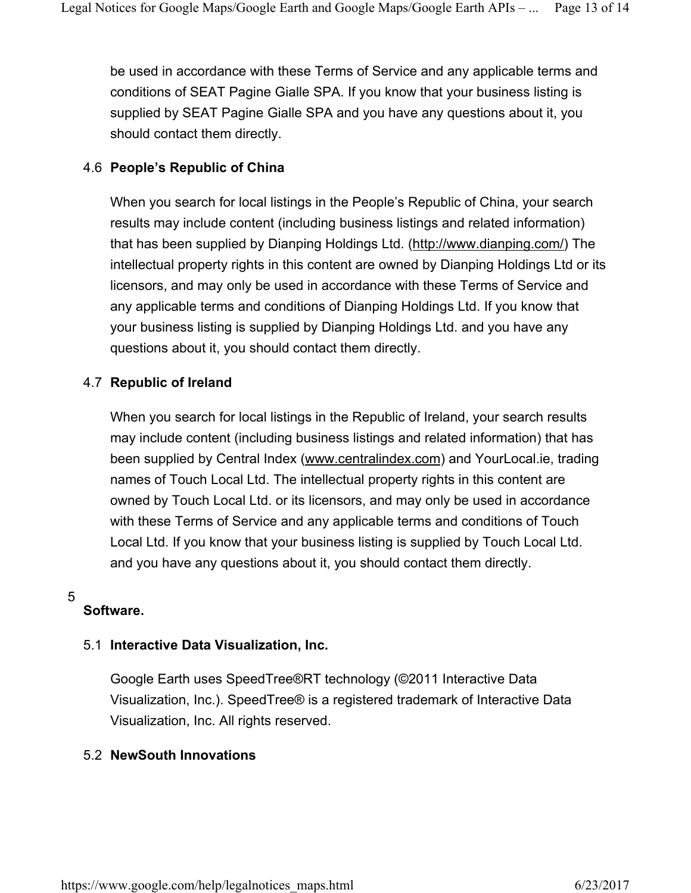be used in accordance with these Terms of Service and any applicable terms and conditions of SEAT Pagine Gialle SPA. If you know that your business listing is supplied by SEAT Pagine Gialle SPA and you have any questions about it, you should contact them directly.

### 4.6 People's Republic of China

When you search for local listings in the People's Republic of China, your search results may include content (including business listings and related information) that has been supplied by Dianping Holdings Ltd. (http://www.dianping.com/) The intellectual property rights in this content are owned by Dianping Holdings Ltd or its licensors, and may only be used in accordance with these Terms of Service and any applicable terms and conditions of Dianping Holdings Ltd. If you know that your business listing is supplied by Dianping Holdings Ltd. and you have any questions about it, you should contact them directly.

### 4.7 Republic of Ireland

When you search for local listings in the Republic of Ireland, your search results may include content (including business listings and related information) that has been supplied by Central Index (www.centralindex.com) and YourLocal.ie, trading names of Touch Local Ltd. The intellectual property rights in this content are owned by Touch Local Ltd. or its licensors, and may only be used in accordance with these Terms of Service and any applicable terms and conditions of Touch Local Ltd. If you know that your business listing is supplied by Touch Local Ltd. and you have any questions about it, you should contact them directly.

## 5 Software.

### 5.1 Interactive Data Visualization, Inc.

Google Earth uses SpeedTree®RT technology (©2011 Interactive Data Visualization, Inc.). SpeedTree® is a registered trademark of Interactive Data Visualization, Inc. All rights reserved.

### 5.2 NewSouth Innovations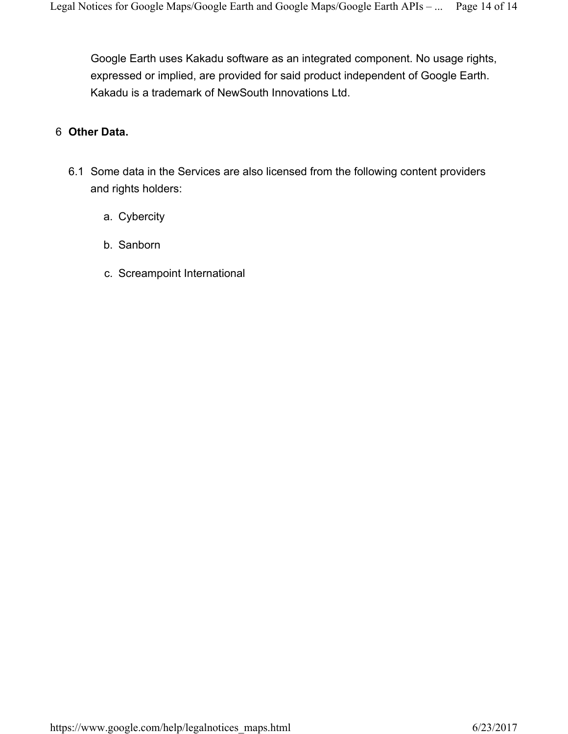Google Earth uses Kakadu software as an integrated component. No usage rights, expressed or implied, are provided for said product independent of Google Earth. Kakadu is a trademark of NewSouth Innovations Ltd.

6 **Other Data.**

6.1 Some data in the Services are also licensed from the following content providers and rights holders:

a. Cybercity

b. Sanborn

c. Screampoint International